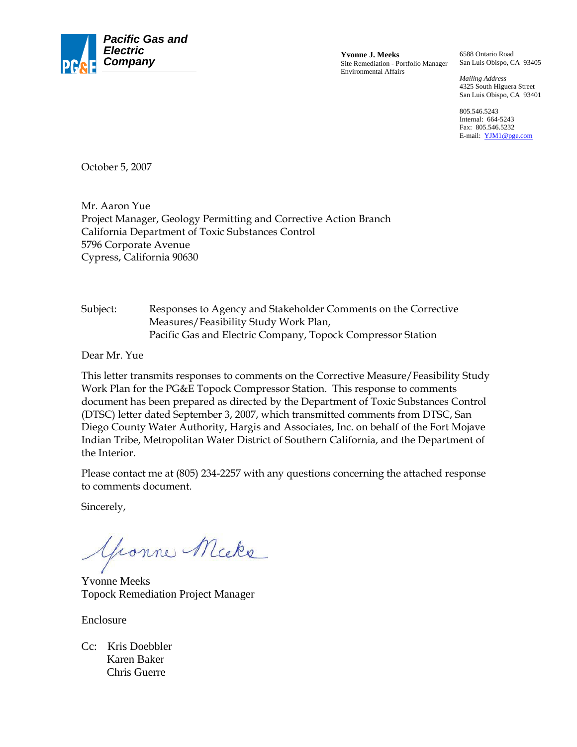**Pacific Gas and Electric Company**

**Yvonne J. Meeks**
Site Remediation - Portfolio Manager
Environmental Affairs

6588 Ontario Road
San Luis Obispo, CA 93405

*Mailing Address*
4325 South Higuera Street
San Luis Obispo, CA 93401

805.546.5243
Internal: 664-5243
Fax: 805.546.5232
E-mail: YJM1@pge.com

October 5, 2007

Mr. Aaron Yue
Project Manager, Geology Permitting and Corrective Action Branch
California Department of Toxic Substances Control
5796 Corporate Avenue
Cypress, California 90630

Subject: Responses to Agency and Stakeholder Comments on the Corrective Measures/Feasibility Study Work Plan, Pacific Gas and Electric Company, Topock Compressor Station

Dear Mr. Yue

This letter transmits responses to comments on the Corrective Measure/Feasibility Study Work Plan for the PG&E Topock Compressor Station. This response to comments document has been prepared as directed by the Department of Toxic Substances Control (DTSC) letter dated September 3, 2007, which transmitted comments from DTSC, San Diego County Water Authority, Hargis and Associates, Inc. on behalf of the Fort Mojave Indian Tribe, Metropolitan Water District of Southern California, and the Department of the Interior.

Please contact me at (805) 234-2257 with any questions concerning the attached response to comments document.

Sincerely,

Yvonne Meeks
Topock Remediation Project Manager

Enclosure

Cc: Kris Doebbler
Karen Baker
Chris Guerre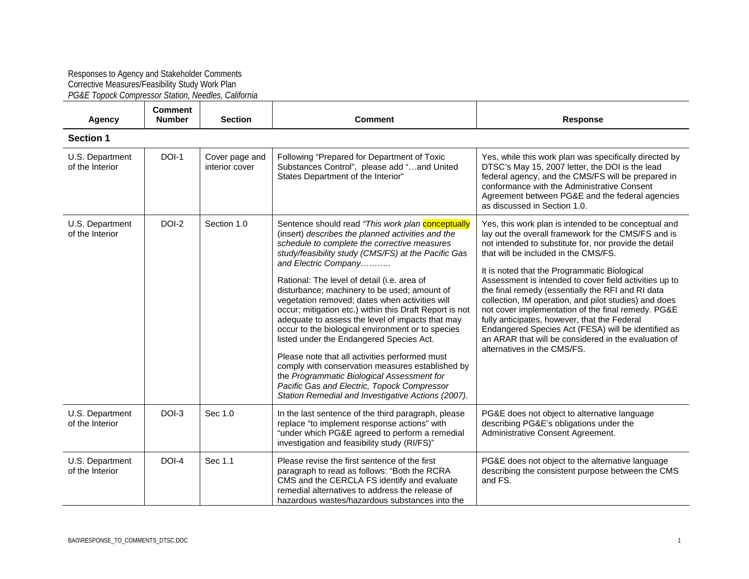Responses to Agency and Stakeholder Comments
Corrective Measures/Feasibility Study Work Plan
*PG&E Topock Compressor Station, Needles, California*

| Agency | Comment Number | Section | Comment | Response |
|---|---|---|---|---|
| **Section 1** | | | | |
| U.S. Department of the Interior | DOI-1 | Cover page and interior cover | Following "Prepared for Department of Toxic Substances Control", please add "…and United States Department of the Interior" | Yes, while this work plan was specifically directed by DTSC's May 15, 2007 letter, the DOI is the lead federal agency, and the CMS/FS will be prepared in conformance with the Administrative Consent Agreement between PG&E and the federal agencies as discussed in Section 1.0. |
| U.S. Department of the Interior | DOI-2 | Section 1.0 | Sentence should read *"This work plan* conceptually (insert) *describes the planned activities and the schedule to complete the corrective measures study/feasibility study (CMS/FS) at the Pacific Gas and Electric Company………..*<br><br>Rational: The level of detail (i.e. area of disturbance; machinery to be used; amount of vegetation removed; dates when activities will occur; mitigation etc.) within this Draft Report is not adequate to assess the level of impacts that may occur to the biological environment or to species listed under the Endangered Species Act.<br><br>Please note that all activities performed must comply with conservation measures established by the *Programmatic Biological Assessment for Pacific Gas and Electric, Topock Compressor Station Remedial and Investigative Actions (2007)*. | Yes, this work plan is intended to be conceptual and lay out the overall framework for the CMS/FS and is not intended to substitute for, nor provide the detail that will be included in the CMS/FS.<br><br>It is noted that the Programmatic Biological Assessment is intended to cover field activities up to the final remedy (essentially the RFI and RI data collection, IM operation, and pilot studies) and does not cover implementation of the final remedy. PG&E fully anticipates, however, that the Federal Endangered Species Act (FESA) will be identified as an ARAR that will be considered in the evaluation of alternatives in the CMS/FS. |
| U.S. Department of the Interior | DOI-3 | Sec 1.0 | In the last sentence of the third paragraph, please replace "to implement response actions" with "under which PG&E agreed to perform a remedial investigation and feasibility study (RI/FS)" | PG&E does not object to alternative language describing PG&E's obligations under the Administrative Consent Agreement. |
| U.S. Department of the Interior | DOI-4 | Sec 1.1 | Please revise the first sentence of the first paragraph to read as follows: "Both the RCRA CMS and the CERCLA FS identify and evaluate remedial alternatives to address the release of hazardous wastes/hazardous substances into the | PG&E does not object to the alternative language describing the consistent purpose between the CMS and FS. |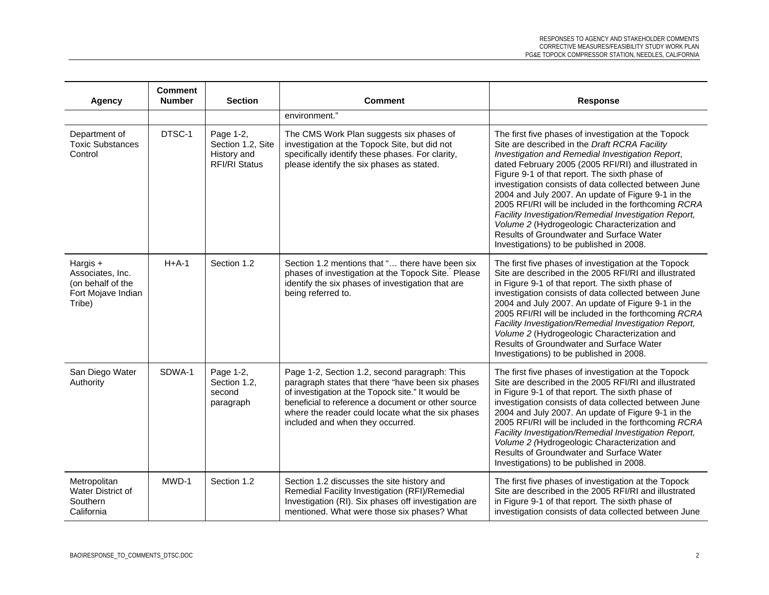| Agency | Comment Number | Section | Comment | Response |
|---|---|---|---|---|
| | | | environment." | |
| Department of Toxic Substances Control | DTSC-1 | Page 1-2, Section 1.2, Site History and RFI/RI Status | The CMS Work Plan suggests six phases of investigation at the Topock Site, but did not specifically identify these phases. For clarity, please identify the six phases as stated. | The first five phases of investigation at the Topock Site are described in the *Draft RCRA Facility Investigation and Remedial Investigation Report*, dated February 2005 (2005 RFI/RI) and illustrated in Figure 9-1 of that report. The sixth phase of investigation consists of data collected between June 2004 and July 2007. An update of Figure 9-1 in the 2005 RFI/RI will be included in the forthcoming *RCRA Facility Investigation/Remedial Investigation Report, Volume 2* (Hydrogeologic Characterization and Results of Groundwater and Surface Water Investigations) to be published in 2008. |
| Hargis + Associates, Inc. (on behalf of the Fort Mojave Indian Tribe) | H+A-1 | Section 1.2 | Section 1.2 mentions that "… there have been six phases of investigation at the Topock Site." Please identify the six phases of investigation that are being referred to. | The first five phases of investigation at the Topock Site are described in the 2005 RFI/RI and illustrated in Figure 9-1 of that report. The sixth phase of investigation consists of data collected between June 2004 and July 2007. An update of Figure 9-1 in the 2005 RFI/RI will be included in the forthcoming *RCRA Facility Investigation/Remedial Investigation Report, Volume 2* (Hydrogeologic Characterization and Results of Groundwater and Surface Water Investigations) to be published in 2008. |
| San Diego Water Authority | SDWA-1 | Page 1-2, Section 1.2, second paragraph | Page 1-2, Section 1.2, second paragraph: This paragraph states that there "have been six phases of investigation at the Topock site." It would be beneficial to reference a document or other source where the reader could locate what the six phases included and when they occurred. | The first five phases of investigation at the Topock Site are described in the 2005 RFI/RI and illustrated in Figure 9-1 of that report. The sixth phase of investigation consists of data collected between June 2004 and July 2007. An update of Figure 9-1 in the 2005 RFI/RI will be included in the forthcoming *RCRA Facility Investigation/Remedial Investigation Report, Volume 2 (*Hydrogeologic Characterization and Results of Groundwater and Surface Water Investigations) to be published in 2008. |
| Metropolitan Water District of Southern California | MWD-1 | Section 1.2 | Section 1.2 discusses the site history and Remedial Facility Investigation (RFI)/Remedial Investigation (RI). Six phases off investigation are mentioned. What were those six phases? What | The first five phases of investigation at the Topock Site are described in the 2005 RFI/RI and illustrated in Figure 9-1 of that report. The sixth phase of investigation consists of data collected between June |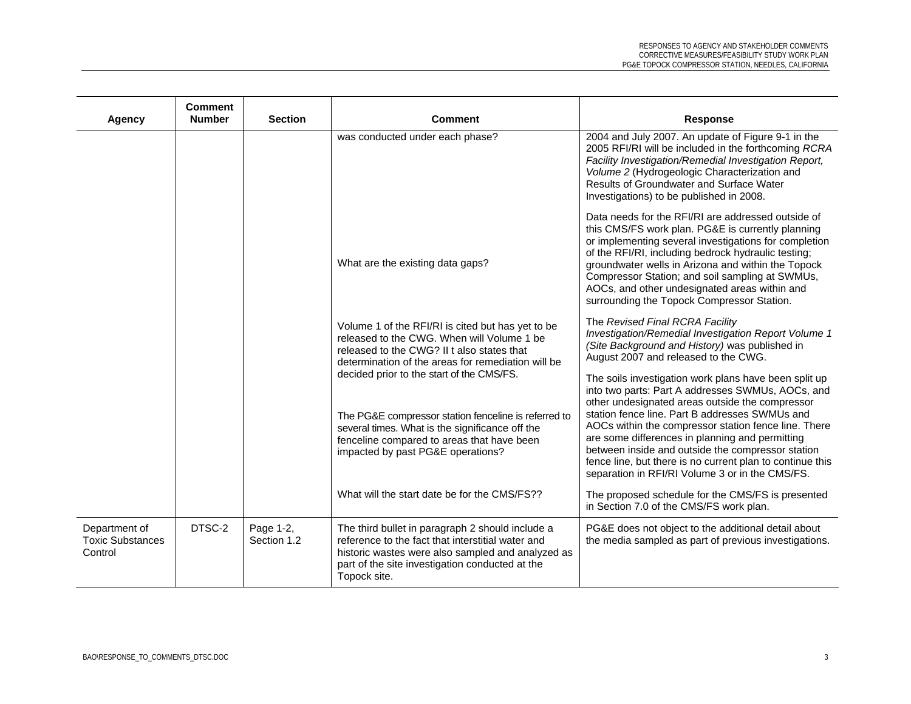| Agency | Comment Number | Section | Comment | Response |
|---|---|---|---|---|
| | | | was conducted under each phase? | 2004 and July 2007. An update of Figure 9-1 in the 2005 RFI/RI will be included in the forthcoming *RCRA Facility Investigation/Remedial Investigation Report, Volume 2* (Hydrogeologic Characterization and Results of Groundwater and Surface Water Investigations) to be published in 2008. |
| | | | What are the existing data gaps? | Data needs for the RFI/RI are addressed outside of this CMS/FS work plan. PG&E is currently planning or implementing several investigations for completion of the RFI/RI, including bedrock hydraulic testing; groundwater wells in Arizona and within the Topock Compressor Station; and soil sampling at SWMUs, AOCs, and other undesignated areas within and surrounding the Topock Compressor Station. |
| | | | Volume 1 of the RFI/RI is cited but has yet to be released to the CWG. When will Volume 1 be released to the CWG? II t also states that determination of the areas for remediation will be decided prior to the start of the CMS/FS. | The *Revised Final RCRA Facility Investigation/Remedial Investigation Report Volume 1 (Site Background and History)* was published in August 2007 and released to the CWG. |
| | | | The PG&E compressor station fenceline is referred to several times. What is the significance off the fenceline compared to areas that have been impacted by past PG&E operations? | The soils investigation work plans have been split up into two parts: Part A addresses SWMUs, AOCs, and other undesignated areas outside the compressor station fence line. Part B addresses SWMUs and AOCs within the compressor station fence line. There are some differences in planning and permitting between inside and outside the compressor station fence line, but there is no current plan to continue this separation in RFI/RI Volume 3 or in the CMS/FS. |
| | | | What will the start date be for the CMS/FS?? | The proposed schedule for the CMS/FS is presented in Section 7.0 of the CMS/FS work plan. |
| Department of Toxic Substances Control | DTSC-2 | Page 1-2, Section 1.2 | The third bullet in paragraph 2 should include a reference to the fact that interstitial water and historic wastes were also sampled and analyzed as part of the site investigation conducted at the Topock site. | PG&E does not object to the additional detail about the media sampled as part of previous investigations. |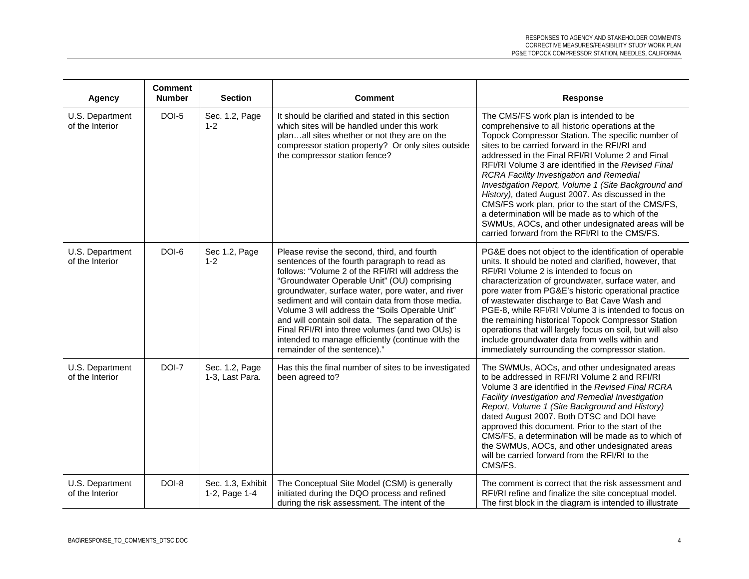| Agency | Comment Number | Section | Comment | Response |
|---|---|---|---|---|
| U.S. Department of the Interior | DOI-5 | Sec. 1.2, Page 1-2 | It should be clarified and stated in this section which sites will be handled under this work plan…all sites whether or not they are on the compressor station property? Or only sites outside the compressor station fence? | The CMS/FS work plan is intended to be comprehensive to all historic operations at the Topock Compressor Station. The specific number of sites to be carried forward in the RFI/RI and addressed in the Final RFI/RI Volume 2 and Final RFI/RI Volume 3 are identified in the *Revised Final RCRA Facility Investigation and Remedial Investigation Report, Volume 1 (Site Background and History),* dated August 2007. As discussed in the CMS/FS work plan, prior to the start of the CMS/FS, a determination will be made as to which of the SWMUs, AOCs, and other undesignated areas will be carried forward from the RFI/RI to the CMS/FS. |
| U.S. Department of the Interior | DOI-6 | Sec 1.2, Page 1-2 | Please revise the second, third, and fourth sentences of the fourth paragraph to read as follows: "Volume 2 of the RFI/RI will address the "Groundwater Operable Unit" (OU) comprising groundwater, surface water, pore water, and river sediment and will contain data from those media. Volume 3 will address the "Soils Operable Unit" and will contain soil data. The separation of the Final RFI/RI into three volumes (and two OUs) is intended to manage efficiently (continue with the remainder of the sentence)." | PG&E does not object to the identification of operable units. It should be noted and clarified, however, that RFI/RI Volume 2 is intended to focus on characterization of groundwater, surface water, and pore water from PG&E's historic operational practice of wastewater discharge to Bat Cave Wash and PGE-8, while RFI/RI Volume 3 is intended to focus on the remaining historical Topock Compressor Station operations that will largely focus on soil, but will also include groundwater data from wells within and immediately surrounding the compressor station. |
| U.S. Department of the Interior | DOI-7 | Sec. 1.2, Page 1-3, Last Para. | Has this the final number of sites to be investigated been agreed to? | The SWMUs, AOCs, and other undesignated areas to be addressed in RFI/RI Volume 2 and RFI/RI Volume 3 are identified in the *Revised Final RCRA Facility Investigation and Remedial Investigation Report, Volume 1 (Site Background and History)* dated August 2007. Both DTSC and DOI have approved this document. Prior to the start of the CMS/FS, a determination will be made as to which of the SWMUs, AOCs, and other undesignated areas will be carried forward from the RFI/RI to the CMS/FS. |
| U.S. Department of the Interior | DOI-8 | Sec. 1.3, Exhibit 1-2, Page 1-4 | The Conceptual Site Model (CSM) is generally initiated during the DQO process and refined during the risk assessment. The intent of the | The comment is correct that the risk assessment and RFI/RI refine and finalize the site conceptual model. The first block in the diagram is intended to illustrate |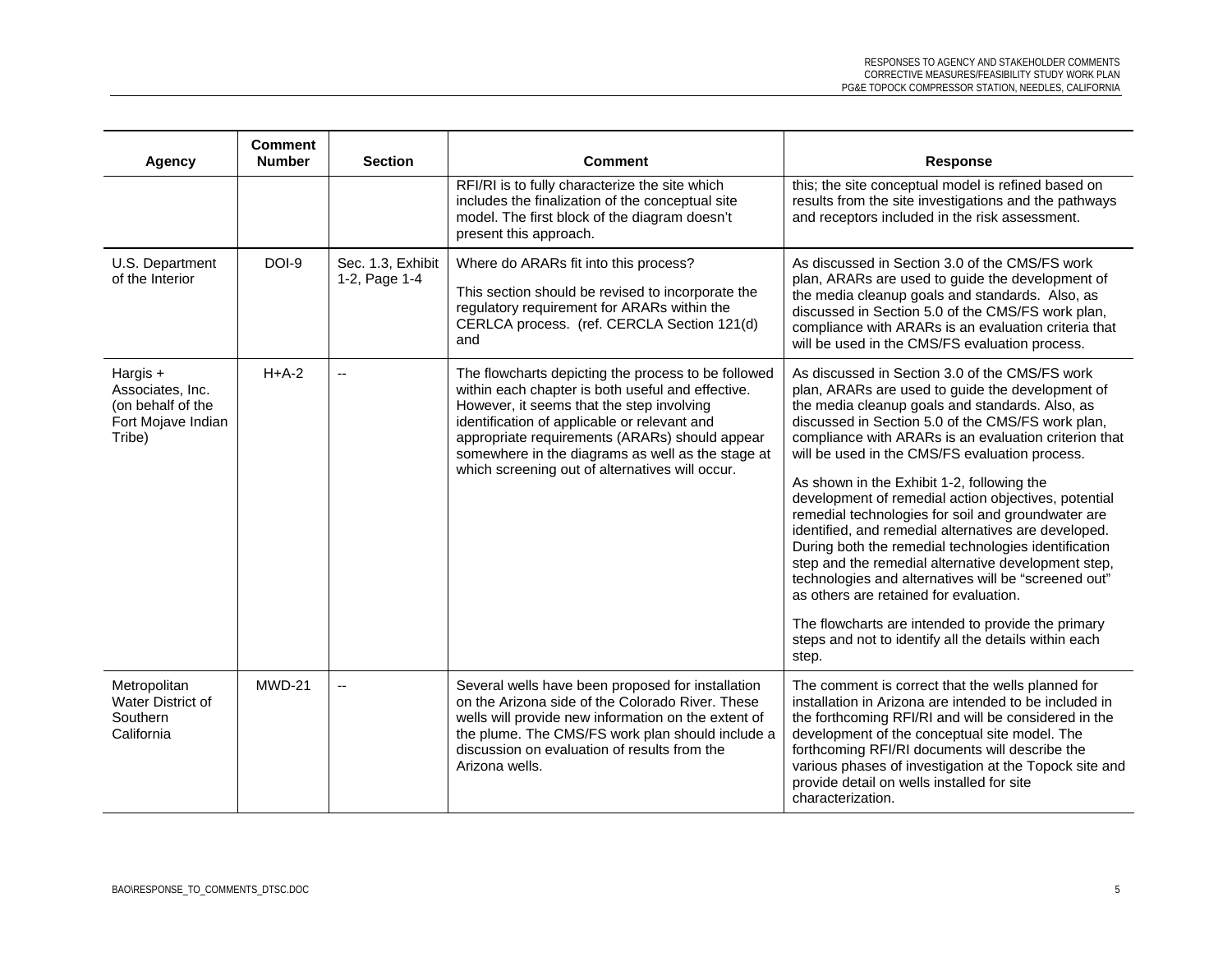| Agency | Comment Number | Section | Comment | Response |
|---|---|---|---|---|
| | | | RFI/RI is to fully characterize the site which includes the finalization of the conceptual site model. The first block of the diagram doesn't present this approach. | this; the site conceptual model is refined based on results from the site investigations and the pathways and receptors included in the risk assessment. |
| U.S. Department of the Interior | DOI-9 | Sec. 1.3, Exhibit 1-2, Page 1-4 | Where do ARARs fit into this process?<br><br>This section should be revised to incorporate the regulatory requirement for ARARs within the CERLCA process. (ref. CERCLA Section 121(d) and | As discussed in Section 3.0 of the CMS/FS work plan, ARARs are used to guide the development of the media cleanup goals and standards. Also, as discussed in Section 5.0 of the CMS/FS work plan, compliance with ARARs is an evaluation criteria that will be used in the CMS/FS evaluation process. |
| Hargis + Associates, Inc. (on behalf of the Fort Mojave Indian Tribe) | H+A-2 | -- | The flowcharts depicting the process to be followed within each chapter is both useful and effective. However, it seems that the step involving identification of applicable or relevant and appropriate requirements (ARARs) should appear somewhere in the diagrams as well as the stage at which screening out of alternatives will occur. | As discussed in Section 3.0 of the CMS/FS work plan, ARARs are used to guide the development of the media cleanup goals and standards. Also, as discussed in Section 5.0 of the CMS/FS work plan, compliance with ARARs is an evaluation criterion that will be used in the CMS/FS evaluation process.<br><br>As shown in the Exhibit 1-2, following the development of remedial action objectives, potential remedial technologies for soil and groundwater are identified, and remedial alternatives are developed. During both the remedial technologies identification step and the remedial alternative development step, technologies and alternatives will be "screened out" as others are retained for evaluation.<br><br>The flowcharts are intended to provide the primary steps and not to identify all the details within each step. |
| Metropolitan Water District of Southern California | MWD-21 | -- | Several wells have been proposed for installation on the Arizona side of the Colorado River. These wells will provide new information on the extent of the plume. The CMS/FS work plan should include a discussion on evaluation of results from the Arizona wells. | The comment is correct that the wells planned for installation in Arizona are intended to be included in the forthcoming RFI/RI and will be considered in the development of the conceptual site model. The forthcoming RFI/RI documents will describe the various phases of investigation at the Topock site and provide detail on wells installed for site characterization. |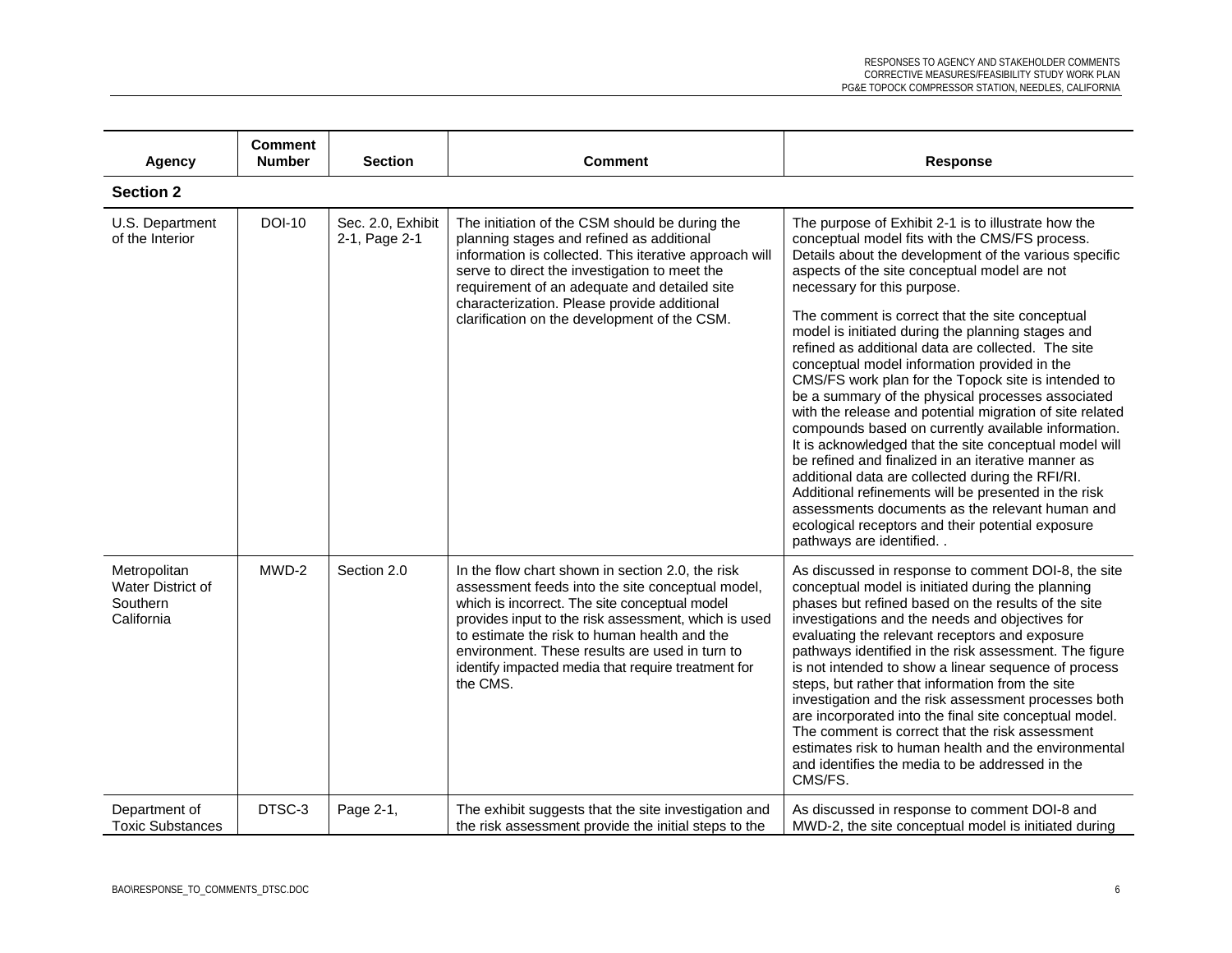| Agency | Comment Number | Section | Comment | Response |
|---|---|---|---|---|
| **Section 2** | | | | |
| U.S. Department of the Interior | DOI-10 | Sec. 2.0, Exhibit 2-1, Page 2-1 | The initiation of the CSM should be during the planning stages and refined as additional information is collected. This iterative approach will serve to direct the investigation to meet the requirement of an adequate and detailed site characterization. Please provide additional clarification on the development of the CSM. | The purpose of Exhibit 2-1 is to illustrate how the conceptual model fits with the CMS/FS process. Details about the development of the various specific aspects of the site conceptual model are not necessary for this purpose.<br><br>The comment is correct that the site conceptual model is initiated during the planning stages and refined as additional data are collected. The site conceptual model information provided in the CMS/FS work plan for the Topock site is intended to be a summary of the physical processes associated with the release and potential migration of site related compounds based on currently available information. It is acknowledged that the site conceptual model will be refined and finalized in an iterative manner as additional data are collected during the RFI/RI. Additional refinements will be presented in the risk assessments documents as the relevant human and ecological receptors and their potential exposure pathways are identified. . |
| Metropolitan Water District of Southern California | MWD-2 | Section 2.0 | In the flow chart shown in section 2.0, the risk assessment feeds into the site conceptual model, which is incorrect. The site conceptual model provides input to the risk assessment, which is used to estimate the risk to human health and the environment. These results are used in turn to identify impacted media that require treatment for the CMS. | As discussed in response to comment DOI-8, the site conceptual model is initiated during the planning phases but refined based on the results of the site investigations and the needs and objectives for evaluating the relevant receptors and exposure pathways identified in the risk assessment. The figure is not intended to show a linear sequence of process steps, but rather that information from the site investigation and the risk assessment processes both are incorporated into the final site conceptual model. The comment is correct that the risk assessment estimates risk to human health and the environmental and identifies the media to be addressed in the CMS/FS. |
| Department of Toxic Substances | DTSC-3 | Page 2-1, | The exhibit suggests that the site investigation and the risk assessment provide the initial steps to the | As discussed in response to comment DOI-8 and MWD-2, the site conceptual model is initiated during |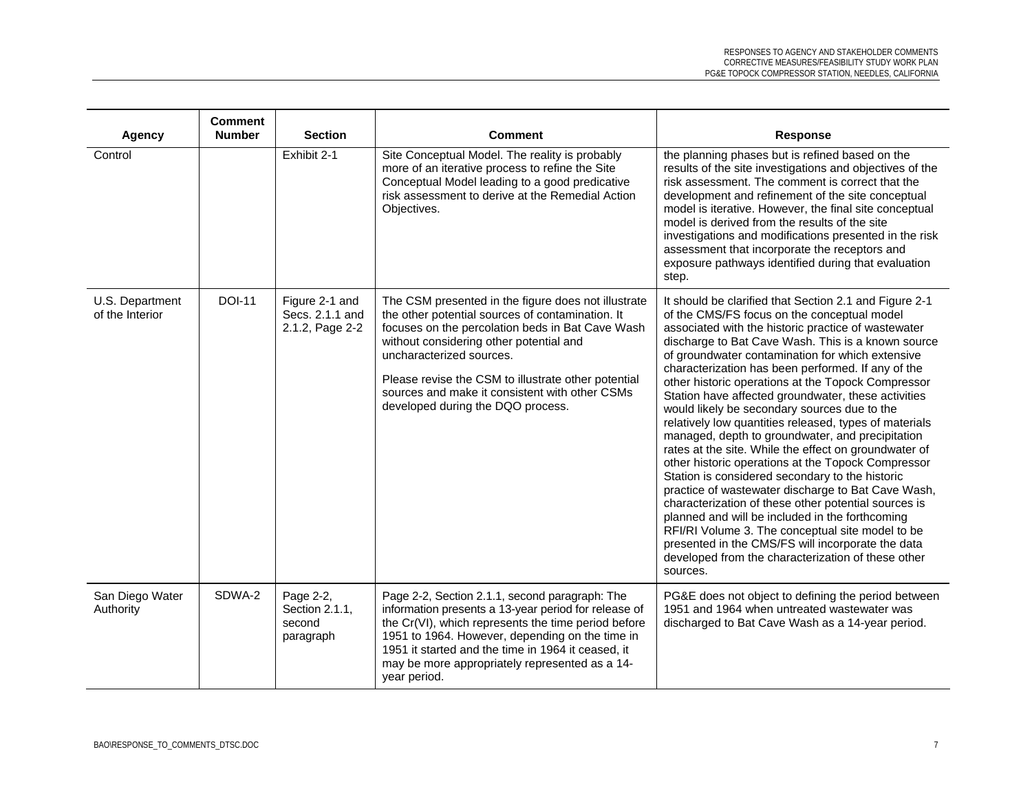| Agency | Comment Number | Section | Comment | Response |
|---|---|---|---|---|
| Control | | Exhibit 2-1 | Site Conceptual Model. The reality is probably more of an iterative process to refine the Site Conceptual Model leading to a good predicative risk assessment to derive at the Remedial Action Objectives. | the planning phases but is refined based on the results of the site investigations and objectives of the risk assessment. The comment is correct that the development and refinement of the site conceptual model is iterative. However, the final site conceptual model is derived from the results of the site investigations and modifications presented in the risk assessment that incorporate the receptors and exposure pathways identified during that evaluation step. |
| U.S. Department of the Interior | DOI-11 | Figure 2-1 and Secs. 2.1.1 and 2.1.2, Page 2-2 | The CSM presented in the figure does not illustrate the other potential sources of contamination. It focuses on the percolation beds in Bat Cave Wash without considering other potential and uncharacterized sources.<br><br>Please revise the CSM to illustrate other potential sources and make it consistent with other CSMs developed during the DQO process. | It should be clarified that Section 2.1 and Figure 2-1 of the CMS/FS focus on the conceptual model associated with the historic practice of wastewater discharge to Bat Cave Wash. This is a known source of groundwater contamination for which extensive characterization has been performed. If any of the other historic operations at the Topock Compressor Station have affected groundwater, these activities would likely be secondary sources due to the relatively low quantities released, types of materials managed, depth to groundwater, and precipitation rates at the site. While the effect on groundwater of other historic operations at the Topock Compressor Station is considered secondary to the historic practice of wastewater discharge to Bat Cave Wash, characterization of these other potential sources is planned and will be included in the forthcoming RFI/RI Volume 3. The conceptual site model to be presented in the CMS/FS will incorporate the data developed from the characterization of these other sources. |
| San Diego Water Authority | SDWA-2 | Page 2-2, Section 2.1.1, second paragraph | Page 2-2, Section 2.1.1, second paragraph: The information presents a 13-year period for release of the Cr(VI), which represents the time period before 1951 to 1964. However, depending on the time in 1951 it started and the time in 1964 it ceased, it may be more appropriately represented as a 14-year period. | PG&E does not object to defining the period between 1951 and 1964 when untreated wastewater was discharged to Bat Cave Wash as a 14-year period. |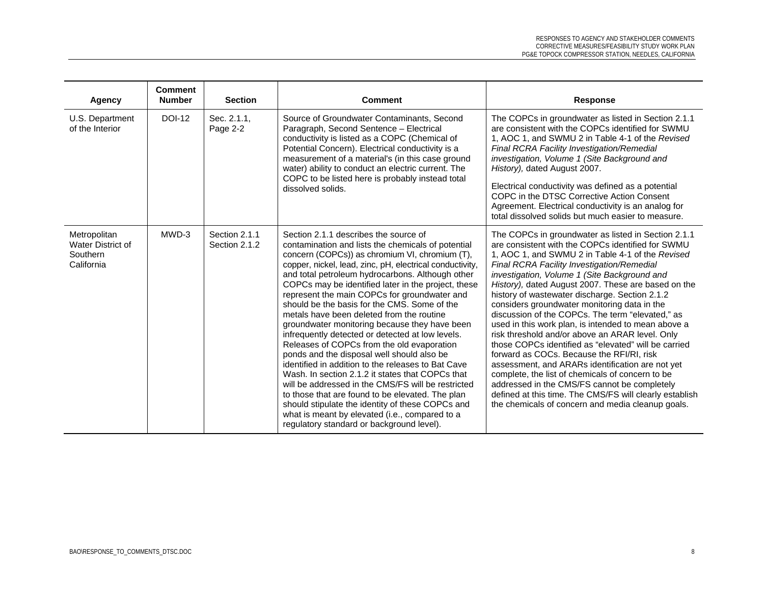| Agency | Comment Number | Section | Comment | Response |
|---|---|---|---|---|
| U.S. Department of the Interior | DOI-12 | Sec. 2.1.1, Page 2-2 | Source of Groundwater Contaminants, Second Paragraph, Second Sentence – Electrical conductivity is listed as a COPC (Chemical of Potential Concern). Electrical conductivity is a measurement of a material's (in this case ground water) ability to conduct an electric current. The COPC to be listed here is probably instead total dissolved solids. | The COPCs in groundwater as listed in Section 2.1.1 are consistent with the COPCs identified for SWMU 1, AOC 1, and SWMU 2 in Table 4-1 of the *Revised Final RCRA Facility Investigation/Remedial investigation, Volume 1 (Site Background and History),* dated August 2007.<br><br>Electrical conductivity was defined as a potential COPC in the DTSC Corrective Action Consent Agreement. Electrical conductivity is an analog for total dissolved solids but much easier to measure. |
| Metropolitan Water District of Southern California | MWD-3 | Section 2.1.1<br>Section 2.1.2 | Section 2.1.1 describes the source of contamination and lists the chemicals of potential concern (COPCs)) as chromium VI, chromium (T), copper, nickel, lead, zinc, pH, electrical conductivity, and total petroleum hydrocarbons. Although other COPCs may be identified later in the project, these represent the main COPCs for groundwater and should be the basis for the CMS. Some of the metals have been deleted from the routine groundwater monitoring because they have been infrequently detected or detected at low levels. Releases of COPCs from the old evaporation ponds and the disposal well should also be identified in addition to the releases to Bat Cave Wash. In section 2.1.2 it states that COPCs that will be addressed in the CMS/FS will be restricted to those that are found to be elevated. The plan should stipulate the identity of these COPCs and what is meant by elevated (i.e., compared to a regulatory standard or background level). | The COPCs in groundwater as listed in Section 2.1.1 are consistent with the COPCs identified for SWMU 1, AOC 1, and SWMU 2 in Table 4-1 of the *Revised Final RCRA Facility Investigation/Remedial investigation, Volume 1 (Site Background and History),* dated August 2007. These are based on the history of wastewater discharge. Section 2.1.2 considers groundwater monitoring data in the discussion of the COPCs. The term "elevated," as used in this work plan, is intended to mean above a risk threshold and/or above an ARAR level. Only those COPCs identified as "elevated" will be carried forward as COCs. Because the RFI/RI, risk assessment, and ARARs identification are not yet complete, the list of chemicals of concern to be addressed in the CMS/FS cannot be completely defined at this time. The CMS/FS will clearly establish the chemicals of concern and media cleanup goals. |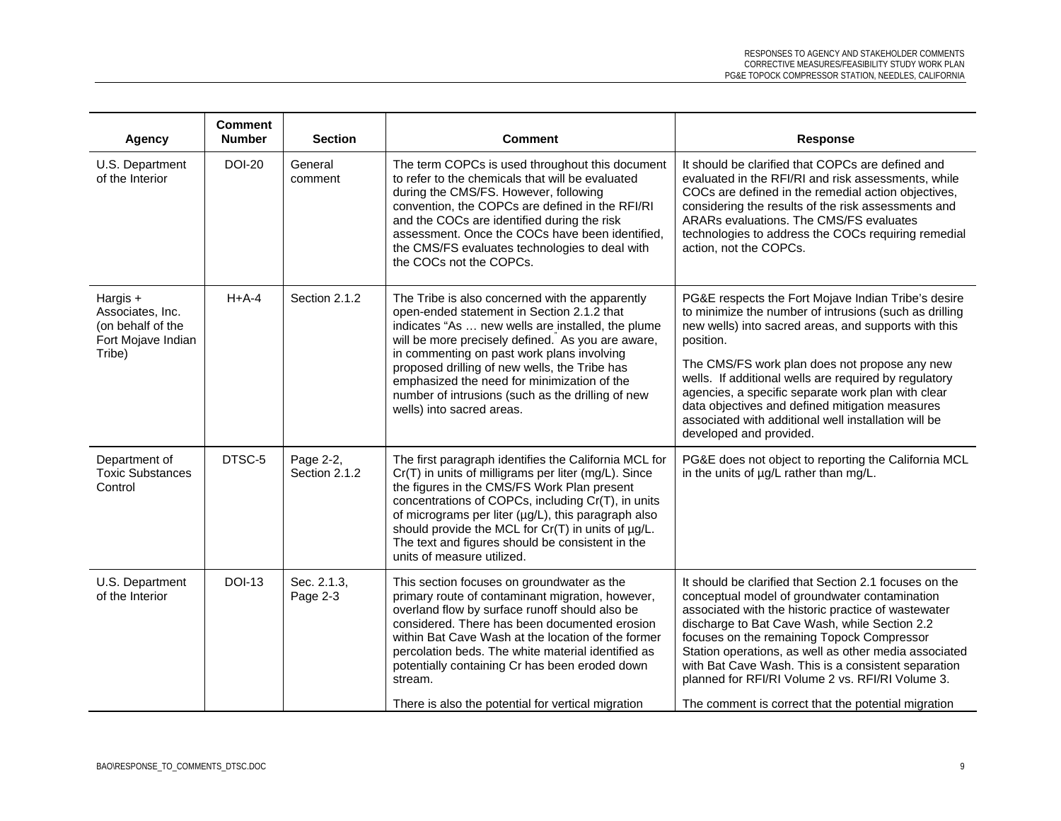| Agency | Comment Number | Section | Comment | Response |
|---|---|---|---|---|
| U.S. Department of the Interior | DOI-20 | General comment | The term COPCs is used throughout this document to refer to the chemicals that will be evaluated during the CMS/FS. However, following convention, the COPCs are defined in the RFI/RI and the COCs are identified during the risk assessment. Once the COCs have been identified, the CMS/FS evaluates technologies to deal with the COCs not the COPCs. | It should be clarified that COPCs are defined and evaluated in the RFI/RI and risk assessments, while COCs are defined in the remedial action objectives, considering the results of the risk assessments and ARARs evaluations. The CMS/FS evaluates technologies to address the COCs requiring remedial action, not the COPCs. |
| Hargis + Associates, Inc. (on behalf of the Fort Mojave Indian Tribe) | H+A-4 | Section 2.1.2 | The Tribe is also concerned with the apparently open-ended statement in Section 2.1.2 that indicates "As … new wells are installed, the plume will be more precisely defined." As you are aware, in commenting on past work plans involving proposed drilling of new wells, the Tribe has emphasized the need for minimization of the number of intrusions (such as the drilling of new wells) into sacred areas. | PG&E respects the Fort Mojave Indian Tribe's desire to minimize the number of intrusions (such as drilling new wells) into sacred areas, and supports with this position.<br><br>The CMS/FS work plan does not propose any new wells. If additional wells are required by regulatory agencies, a specific separate work plan with clear data objectives and defined mitigation measures associated with additional well installation will be developed and provided. |
| Department of Toxic Substances Control | DTSC-5 | Page 2-2, Section 2.1.2 | The first paragraph identifies the California MCL for Cr(T) in units of milligrams per liter (mg/L). Since the figures in the CMS/FS Work Plan present concentrations of COPCs, including Cr(T), in units of micrograms per liter (µg/L), this paragraph also should provide the MCL for Cr(T) in units of µg/L. The text and figures should be consistent in the units of measure utilized. | PG&E does not object to reporting the California MCL in the units of µg/L rather than mg/L. |
| U.S. Department of the Interior | DOI-13 | Sec. 2.1.3, Page 2-3 | This section focuses on groundwater as the primary route of contaminant migration, however, overland flow by surface runoff should also be considered. There has been documented erosion within Bat Cave Wash at the location of the former percolation beds. The white material identified as potentially containing Cr has been eroded down stream.<br><br>There is also the potential for vertical migration | It should be clarified that Section 2.1 focuses on the conceptual model of groundwater contamination associated with the historic practice of wastewater discharge to Bat Cave Wash, while Section 2.2 focuses on the remaining Topock Compressor Station operations, as well as other media associated with Bat Cave Wash. This is a consistent separation planned for RFI/RI Volume 2 vs. RFI/RI Volume 3.<br><br>The comment is correct that the potential migration |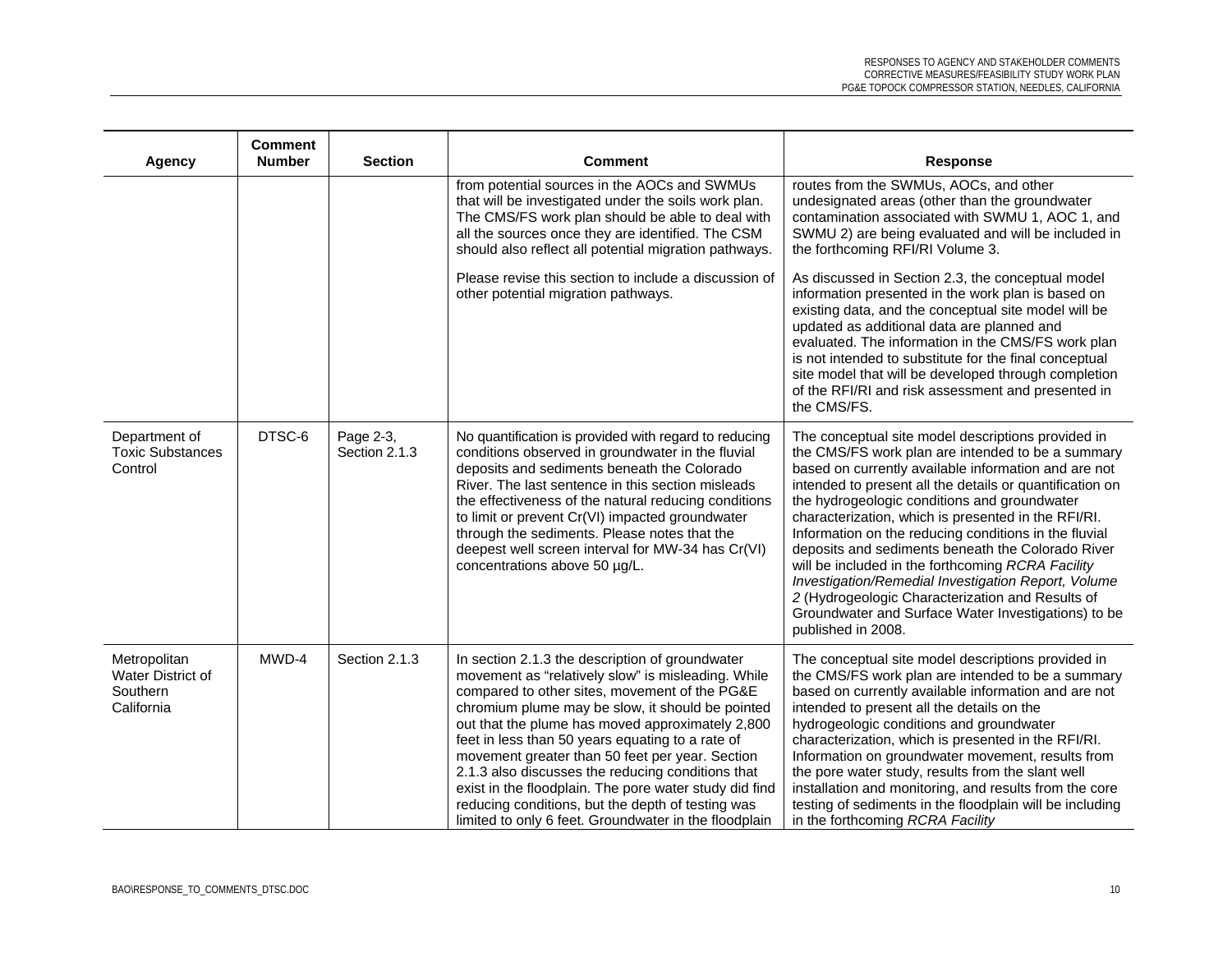| Agency | Comment Number | Section | Comment | Response |
|---|---|---|---|---|
| | | | from potential sources in the AOCs and SWMUs that will be investigated under the soils work plan. The CMS/FS work plan should be able to deal with all the sources once they are identified. The CSM should also reflect all potential migration pathways.<br><br>Please revise this section to include a discussion of other potential migration pathways. | routes from the SWMUs, AOCs, and other undesignated areas (other than the groundwater contamination associated with SWMU 1, AOC 1, and SWMU 2) are being evaluated and will be included in the forthcoming RFI/RI Volume 3.<br><br>As discussed in Section 2.3, the conceptual model information presented in the work plan is based on existing data, and the conceptual site model will be updated as additional data are planned and evaluated. The information in the CMS/FS work plan is not intended to substitute for the final conceptual site model that will be developed through completion of the RFI/RI and risk assessment and presented in the CMS/FS. |
| Department of Toxic Substances Control | DTSC-6 | Page 2-3, Section 2.1.3 | No quantification is provided with regard to reducing conditions observed in groundwater in the fluvial deposits and sediments beneath the Colorado River. The last sentence in this section misleads the effectiveness of the natural reducing conditions to limit or prevent Cr(VI) impacted groundwater through the sediments. Please notes that the deepest well screen interval for MW-34 has Cr(VI) concentrations above 50 µg/L. | The conceptual site model descriptions provided in the CMS/FS work plan are intended to be a summary based on currently available information and are not intended to present all the details or quantification on the hydrogeologic conditions and groundwater characterization, which is presented in the RFI/RI. Information on the reducing conditions in the fluvial deposits and sediments beneath the Colorado River will be included in the forthcoming *RCRA Facility Investigation/Remedial Investigation Report, Volume 2* (Hydrogeologic Characterization and Results of Groundwater and Surface Water Investigations) to be published in 2008. |
| Metropolitan Water District of Southern California | MWD-4 | Section 2.1.3 | In section 2.1.3 the description of groundwater movement as "relatively slow" is misleading. While compared to other sites, movement of the PG&E chromium plume may be slow, it should be pointed out that the plume has moved approximately 2,800 feet in less than 50 years equating to a rate of movement greater than 50 feet per year. Section 2.1.3 also discusses the reducing conditions that exist in the floodplain. The pore water study did find reducing conditions, but the depth of testing was limited to only 6 feet. Groundwater in the floodplain | The conceptual site model descriptions provided in the CMS/FS work plan are intended to be a summary based on currently available information and are not intended to present all the details on the hydrogeologic conditions and groundwater characterization, which is presented in the RFI/RI. Information on groundwater movement, results from the pore water study, results from the slant well installation and monitoring, and results from the core testing of sediments in the floodplain will be including in the forthcoming *RCRA Facility* |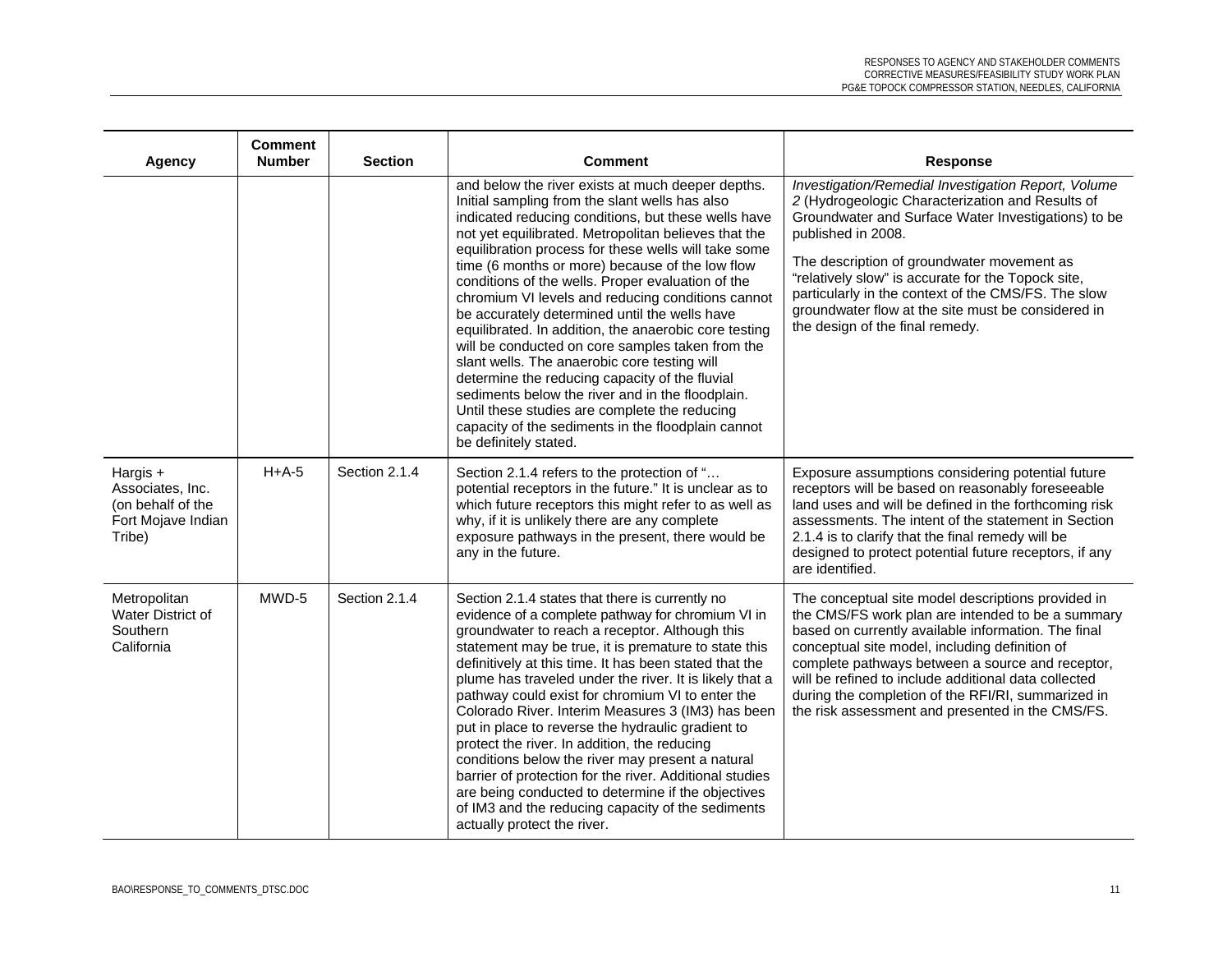| Agency | Comment Number | Section | Comment | Response |
|---|---|---|---|---|
| | | | and below the river exists at much deeper depths. Initial sampling from the slant wells has also indicated reducing conditions, but these wells have not yet equilibrated. Metropolitan believes that the equilibration process for these wells will take some time (6 months or more) because of the low flow conditions of the wells. Proper evaluation of the chromium VI levels and reducing conditions cannot be accurately determined until the wells have equilibrated. In addition, the anaerobic core testing will be conducted on core samples taken from the slant wells. The anaerobic core testing will determine the reducing capacity of the fluvial sediments below the river and in the floodplain. Until these studies are complete the reducing capacity of the sediments in the floodplain cannot be definitely stated. | *Investigation/Remedial Investigation Report, Volume 2* (Hydrogeologic Characterization and Results of Groundwater and Surface Water Investigations) to be published in 2008.<br><br>The description of groundwater movement as "relatively slow" is accurate for the Topock site, particularly in the context of the CMS/FS. The slow groundwater flow at the site must be considered in the design of the final remedy. |
| Hargis + Associates, Inc. (on behalf of the Fort Mojave Indian Tribe) | H+A-5 | Section 2.1.4 | Section 2.1.4 refers to the protection of "… potential receptors in the future." It is unclear as to which future receptors this might refer to as well as why, if it is unlikely there are any complete exposure pathways in the present, there would be any in the future. | Exposure assumptions considering potential future receptors will be based on reasonably foreseeable land uses and will be defined in the forthcoming risk assessments. The intent of the statement in Section 2.1.4 is to clarify that the final remedy will be designed to protect potential future receptors, if any are identified. |
| Metropolitan Water District of Southern California | MWD-5 | Section 2.1.4 | Section 2.1.4 states that there is currently no evidence of a complete pathway for chromium VI in groundwater to reach a receptor. Although this statement may be true, it is premature to state this definitively at this time. It has been stated that the plume has traveled under the river. It is likely that a pathway could exist for chromium VI to enter the Colorado River. Interim Measures 3 (IM3) has been put in place to reverse the hydraulic gradient to protect the river. In addition, the reducing conditions below the river may present a natural barrier of protection for the river. Additional studies are being conducted to determine if the objectives of IM3 and the reducing capacity of the sediments actually protect the river. | The conceptual site model descriptions provided in the CMS/FS work plan are intended to be a summary based on currently available information. The final conceptual site model, including definition of complete pathways between a source and receptor, will be refined to include additional data collected during the completion of the RFI/RI, summarized in the risk assessment and presented in the CMS/FS. |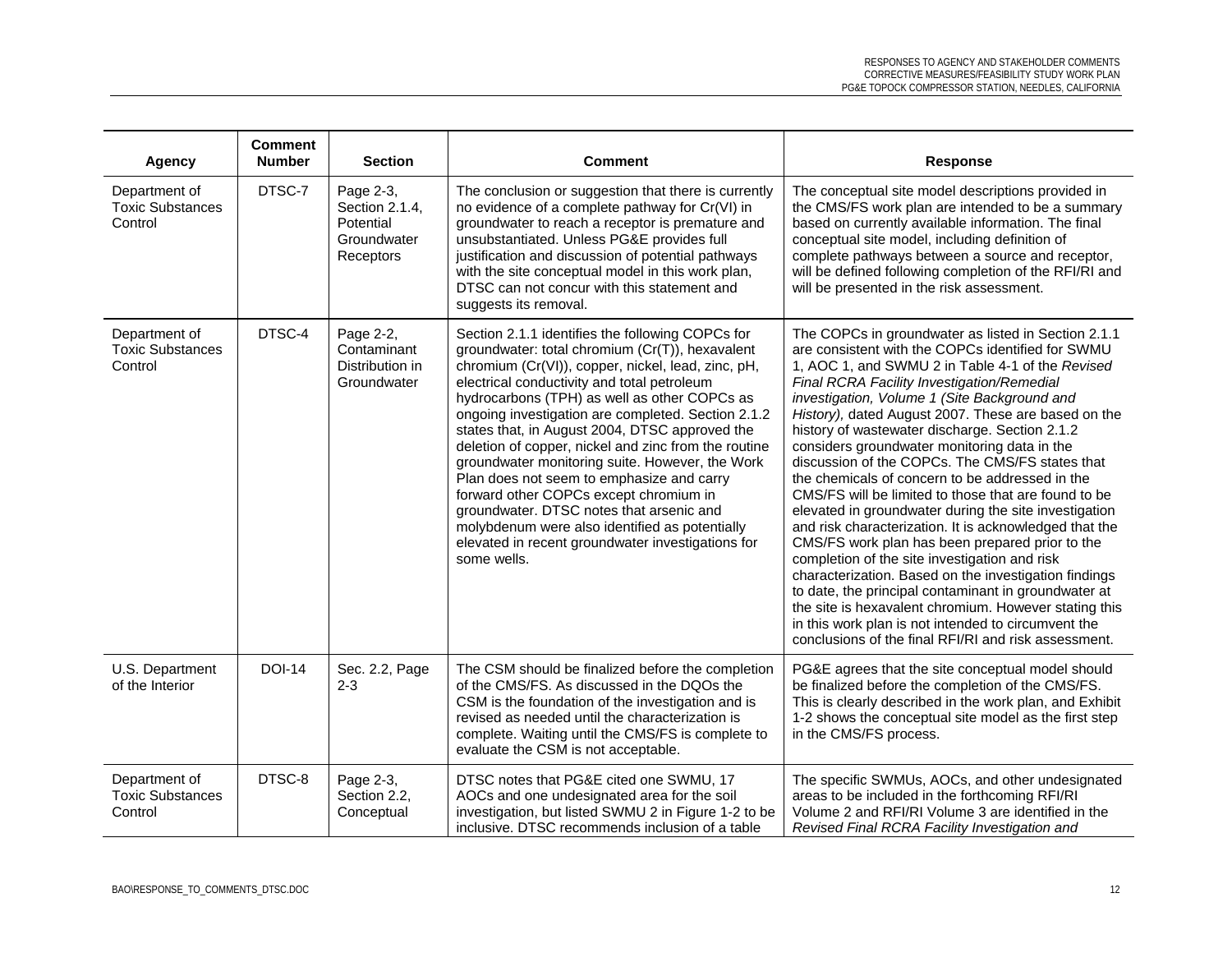| Agency | Comment Number | Section | Comment | Response |
|---|---|---|---|---|
| Department of Toxic Substances Control | DTSC-7 | Page 2-3, Section 2.1.4, Potential Groundwater Receptors | The conclusion or suggestion that there is currently no evidence of a complete pathway for Cr(VI) in groundwater to reach a receptor is premature and unsubstantiated. Unless PG&E provides full justification and discussion of potential pathways with the site conceptual model in this work plan, DTSC can not concur with this statement and suggests its removal. | The conceptual site model descriptions provided in the CMS/FS work plan are intended to be a summary based on currently available information. The final conceptual site model, including definition of complete pathways between a source and receptor, will be defined following completion of the RFI/RI and will be presented in the risk assessment. |
| Department of Toxic Substances Control | DTSC-4 | Page 2-2, Contaminant Distribution in Groundwater | Section 2.1.1 identifies the following COPCs for groundwater: total chromium (Cr(T)), hexavalent chromium (Cr(VI)), copper, nickel, lead, zinc, pH, electrical conductivity and total petroleum hydrocarbons (TPH) as well as other COPCs as ongoing investigation are completed. Section 2.1.2 states that, in August 2004, DTSC approved the deletion of copper, nickel and zinc from the routine groundwater monitoring suite. However, the Work Plan does not seem to emphasize and carry forward other COPCs except chromium in groundwater. DTSC notes that arsenic and molybdenum were also identified as potentially elevated in recent groundwater investigations for some wells. | The COPCs in groundwater as listed in Section 2.1.1 are consistent with the COPCs identified for SWMU 1, AOC 1, and SWMU 2 in Table 4-1 of the *Revised Final RCRA Facility Investigation/Remedial investigation, Volume 1 (Site Background and History),* dated August 2007. These are based on the history of wastewater discharge. Section 2.1.2 considers groundwater monitoring data in the discussion of the COPCs. The CMS/FS states that the chemicals of concern to be addressed in the CMS/FS will be limited to those that are found to be elevated in groundwater during the site investigation and risk characterization. It is acknowledged that the CMS/FS work plan has been prepared prior to the completion of the site investigation and risk characterization. Based on the investigation findings to date, the principal contaminant in groundwater at the site is hexavalent chromium. However stating this in this work plan is not intended to circumvent the conclusions of the final RFI/RI and risk assessment. |
| U.S. Department of the Interior | DOI-14 | Sec. 2.2, Page 2-3 | The CSM should be finalized before the completion of the CMS/FS. As discussed in the DQOs the CSM is the foundation of the investigation and is revised as needed until the characterization is complete. Waiting until the CMS/FS is complete to evaluate the CSM is not acceptable. | PG&E agrees that the site conceptual model should be finalized before the completion of the CMS/FS. This is clearly described in the work plan, and Exhibit 1-2 shows the conceptual site model as the first step in the CMS/FS process. |
| Department of Toxic Substances Control | DTSC-8 | Page 2-3, Section 2.2, Conceptual | DTSC notes that PG&E cited one SWMU, 17 AOCs and one undesignated area for the soil investigation, but listed SWMU 2 in Figure 1-2 to be inclusive. DTSC recommends inclusion of a table | The specific SWMUs, AOCs, and other undesignated areas to be included in the forthcoming RFI/RI Volume 2 and RFI/RI Volume 3 are identified in the *Revised Final RCRA Facility Investigation and* |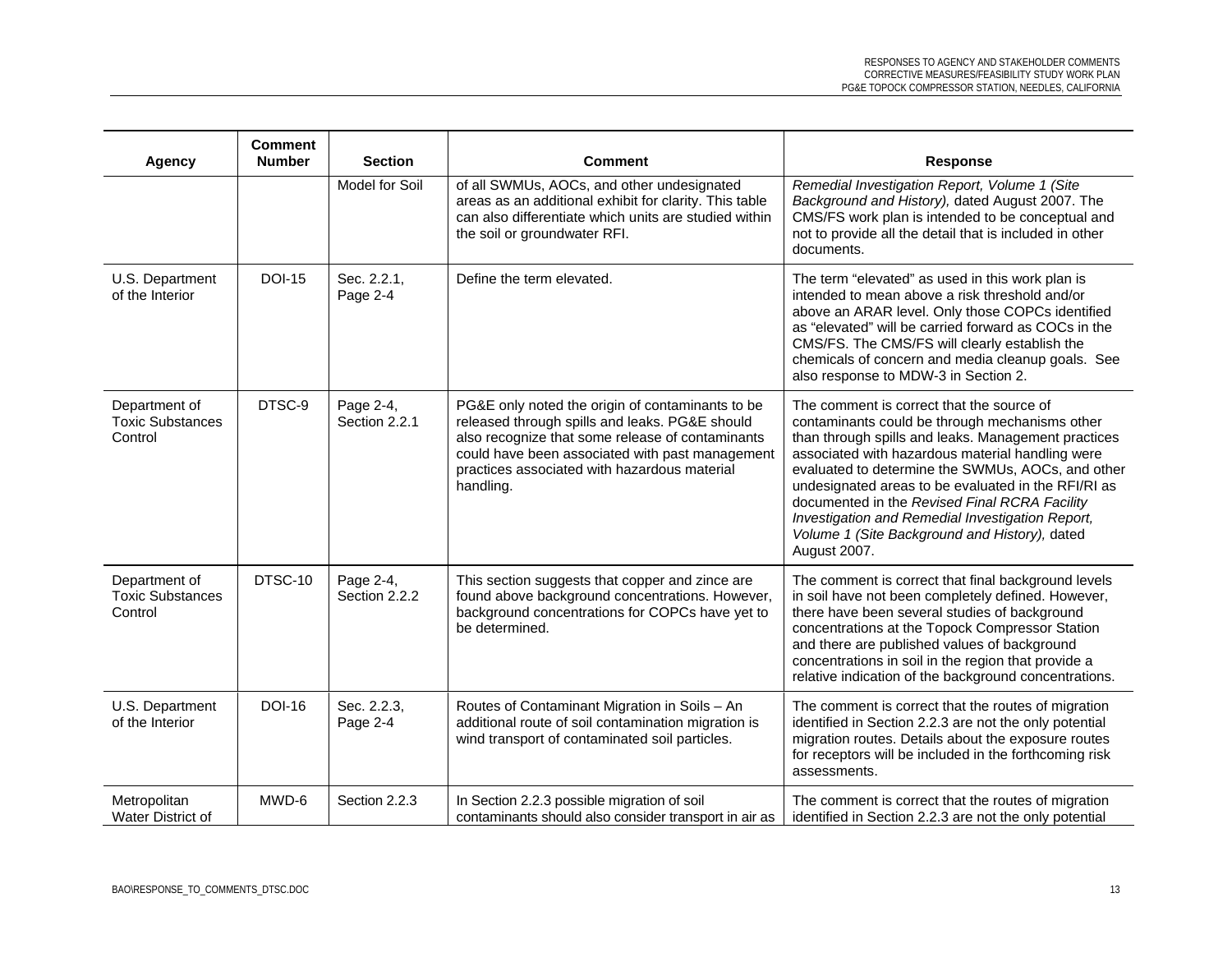| Agency | Comment Number | Section | Comment | Response |
|---|---|---|---|---|
| | | Model for Soil | of all SWMUs, AOCs, and other undesignated areas as an additional exhibit for clarity. This table can also differentiate which units are studied within the soil or groundwater RFI. | *Remedial Investigation Report, Volume 1 (Site Background and History),* dated August 2007. The CMS/FS work plan is intended to be conceptual and not to provide all the detail that is included in other documents. |
| U.S. Department of the Interior | DOI-15 | Sec. 2.2.1, Page 2-4 | Define the term elevated. | The term "elevated" as used in this work plan is intended to mean above a risk threshold and/or above an ARAR level. Only those COPCs identified as "elevated" will be carried forward as COCs in the CMS/FS. The CMS/FS will clearly establish the chemicals of concern and media cleanup goals. See also response to MDW-3 in Section 2. |
| Department of Toxic Substances Control | DTSC-9 | Page 2-4, Section 2.2.1 | PG&E only noted the origin of contaminants to be released through spills and leaks. PG&E should also recognize that some release of contaminants could have been associated with past management practices associated with hazardous material handling. | The comment is correct that the source of contaminants could be through mechanisms other than through spills and leaks. Management practices associated with hazardous material handling were evaluated to determine the SWMUs, AOCs, and other undesignated areas to be evaluated in the RFI/RI as documented in the *Revised Final RCRA Facility Investigation and Remedial Investigation Report, Volume 1 (Site Background and History),* dated August 2007. |
| Department of Toxic Substances Control | DTSC-10 | Page 2-4, Section 2.2.2 | This section suggests that copper and zince are found above background concentrations. However, background concentrations for COPCs have yet to be determined. | The comment is correct that final background levels in soil have not been completely defined. However, there have been several studies of background concentrations at the Topock Compressor Station and there are published values of background concentrations in soil in the region that provide a relative indication of the background concentrations. |
| U.S. Department of the Interior | DOI-16 | Sec. 2.2.3, Page 2-4 | Routes of Contaminant Migration in Soils – An additional route of soil contamination migration is wind transport of contaminated soil particles. | The comment is correct that the routes of migration identified in Section 2.2.3 are not the only potential migration routes. Details about the exposure routes for receptors will be included in the forthcoming risk assessments. |
| Metropolitan Water District of | MWD-6 | Section 2.2.3 | In Section 2.2.3 possible migration of soil contaminants should also consider transport in air as | The comment is correct that the routes of migration identified in Section 2.2.3 are not the only potential |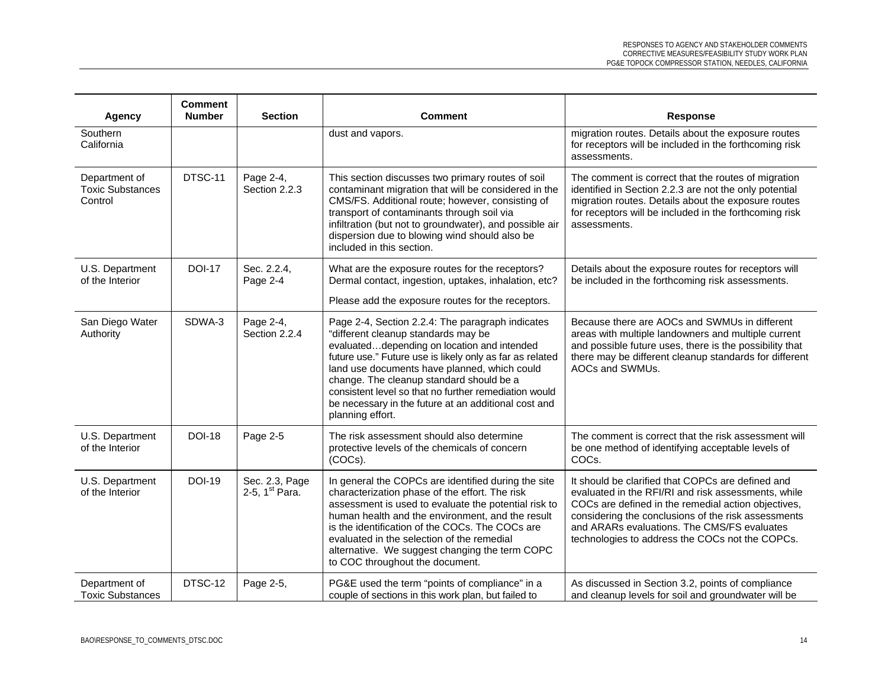| Agency | Comment Number | Section | Comment | Response |
|---|---|---|---|---|
| Southern California | | | dust and vapors. | migration routes. Details about the exposure routes for receptors will be included in the forthcoming risk assessments. |
| Department of Toxic Substances Control | DTSC-11 | Page 2-4, Section 2.2.3 | This section discusses two primary routes of soil contaminant migration that will be considered in the CMS/FS. Additional route; however, consisting of transport of contaminants through soil via infiltration (but not to groundwater), and possible air dispersion due to blowing wind should also be included in this section. | The comment is correct that the routes of migration identified in Section 2.2.3 are not the only potential migration routes. Details about the exposure routes for receptors will be included in the forthcoming risk assessments. |
| U.S. Department of the Interior | DOI-17 | Sec. 2.2.4, Page 2-4 | What are the exposure routes for the receptors? Dermal contact, ingestion, uptakes, inhalation, etc?<br><br>Please add the exposure routes for the receptors. | Details about the exposure routes for receptors will be included in the forthcoming risk assessments. |
| San Diego Water Authority | SDWA-3 | Page 2-4, Section 2.2.4 | Page 2-4, Section 2.2.4: The paragraph indicates "different cleanup standards may be evaluated…depending on location and intended future use." Future use is likely only as far as related land use documents have planned, which could change. The cleanup standard should be a consistent level so that no further remediation would be necessary in the future at an additional cost and planning effort. | Because there are AOCs and SWMUs in different areas with multiple landowners and multiple current and possible future uses, there is the possibility that there may be different cleanup standards for different AOCs and SWMUs. |
| U.S. Department of the Interior | DOI-18 | Page 2-5 | The risk assessment should also determine protective levels of the chemicals of concern (COCs). | The comment is correct that the risk assessment will be one method of identifying acceptable levels of COCs. |
| U.S. Department of the Interior | DOI-19 | Sec. 2.3, Page 2-5, 1st Para. | In general the COPCs are identified during the site characterization phase of the effort. The risk assessment is used to evaluate the potential risk to human health and the environment, and the result is the identification of the COCs. The COCs are evaluated in the selection of the remedial alternative. We suggest changing the term COPC to COC throughout the document. | It should be clarified that COPCs are defined and evaluated in the RFI/RI and risk assessments, while COCs are defined in the remedial action objectives, considering the conclusions of the risk assessments and ARARs evaluations. The CMS/FS evaluates technologies to address the COCs not the COPCs. |
| Department of Toxic Substances | DTSC-12 | Page 2-5, | PG&E used the term "points of compliance" in a couple of sections in this work plan, but failed to | As discussed in Section 3.2, points of compliance and cleanup levels for soil and groundwater will be |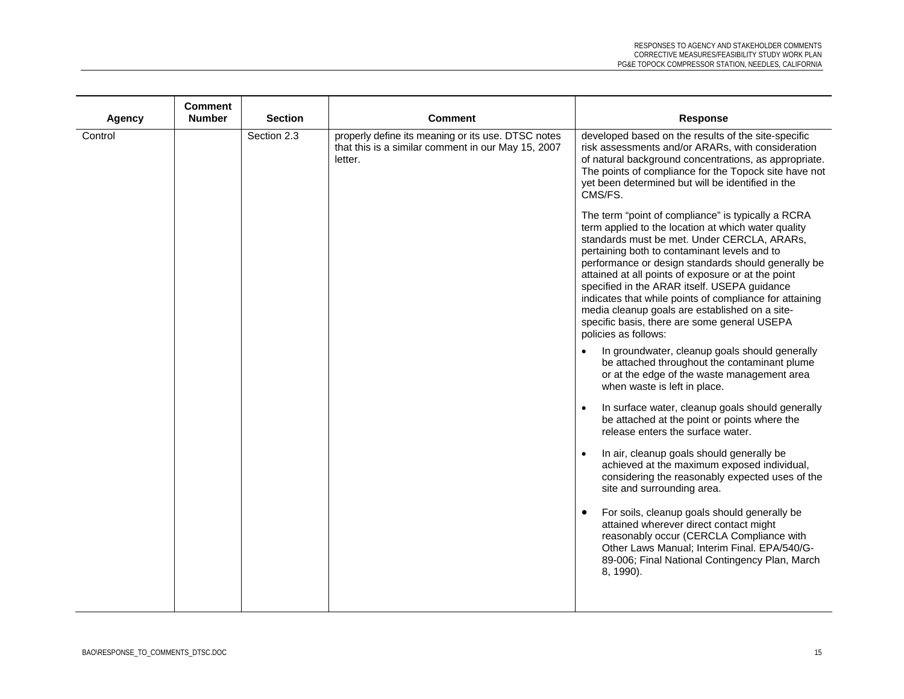| Agency | Comment Number | Section | Comment | Response |
|---|---|---|---|---|
| Control | | Section 2.3 | properly define its meaning or its use. DTSC notes that this is a similar comment in our May 15, 2007 letter. | developed based on the results of the site-specific risk assessments and/or ARARs, with consideration of natural background concentrations, as appropriate. The points of compliance for the Topock site have not yet been determined but will be identified in the CMS/FS.<br><br>The term "point of compliance" is typically a RCRA term applied to the location at which water quality standards must be met. Under CERCLA, ARARs, pertaining both to contaminant levels and to performance or design standards should generally be attained at all points of exposure or at the point specified in the ARAR itself. USEPA guidance indicates that while points of compliance for attaining media cleanup goals are established on a site-specific basis, there are some general USEPA policies as follows:<br><br>• In groundwater, cleanup goals should generally be attached throughout the contaminant plume or at the edge of the waste management area when waste is left in place.<br><br>• In surface water, cleanup goals should generally be attached at the point or points where the release enters the surface water.<br><br>• In air, cleanup goals should generally be achieved at the maximum exposed individual, considering the reasonably expected uses of the site and surrounding area.<br><br>• For soils, cleanup goals should generally be attained wherever direct contact might reasonably occur (CERCLA Compliance with Other Laws Manual; Interim Final. EPA/540/G-89-006; Final National Contingency Plan, March 8, 1990). |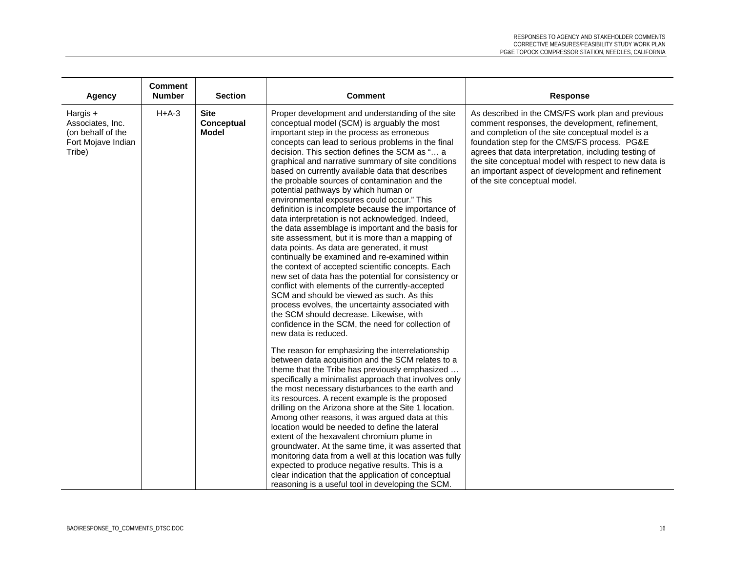| Agency | Comment Number | Section | Comment | Response |
|---|---|---|---|---|
| Hargis + Associates, Inc. (on behalf of the Fort Mojave Indian Tribe) | H+A-3 | **Site Conceptual Model** | Proper development and understanding of the site conceptual model (SCM) is arguably the most important step in the process as erroneous concepts can lead to serious problems in the final decision. This section defines the SCM as "… a graphical and narrative summary of site conditions based on currently available data that describes the probable sources of contamination and the potential pathways by which human or environmental exposures could occur." This definition is incomplete because the importance of data interpretation is not acknowledged. Indeed, the data assemblage is important and the basis for site assessment, but it is more than a mapping of data points. As data are generated, it must continually be examined and re-examined within the context of accepted scientific concepts. Each new set of data has the potential for consistency or conflict with elements of the currently-accepted SCM and should be viewed as such. As this process evolves, the uncertainty associated with the SCM should decrease. Likewise, with confidence in the SCM, the need for collection of new data is reduced.<br><br>The reason for emphasizing the interrelationship between data acquisition and the SCM relates to a theme that the Tribe has previously emphasized … specifically a minimalist approach that involves only the most necessary disturbances to the earth and its resources. A recent example is the proposed drilling on the Arizona shore at the Site 1 location. Among other reasons, it was argued data at this location would be needed to define the lateral extent of the hexavalent chromium plume in groundwater. At the same time, it was asserted that monitoring data from a well at this location was fully expected to produce negative results. This is a clear indication that the application of conceptual reasoning is a useful tool in developing the SCM. | As described in the CMS/FS work plan and previous comment responses, the development, refinement, and completion of the site conceptual model is a foundation step for the CMS/FS process. PG&E agrees that data interpretation, including testing of the site conceptual model with respect to new data is an important aspect of development and refinement of the site conceptual model. |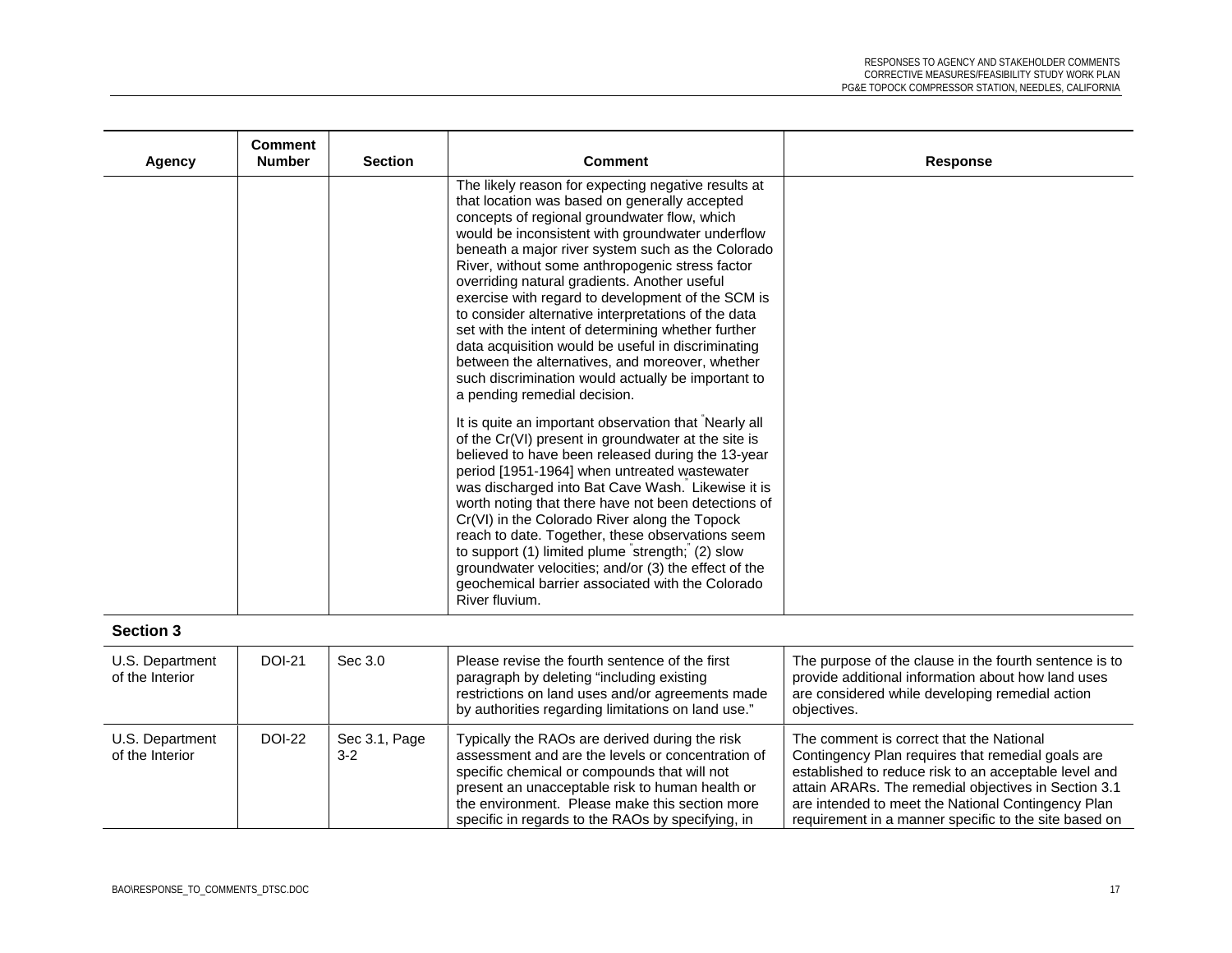| Agency | Comment Number | Section | Comment | Response |
|---|---|---|---|---|
| | | | The likely reason for expecting negative results at that location was based on generally accepted concepts of regional groundwater flow, which would be inconsistent with groundwater underflow beneath a major river system such as the Colorado River, without some anthropogenic stress factor overriding natural gradients. Another useful exercise with regard to development of the SCM is to consider alternative interpretations of the data set with the intent of determining whether further data acquisition would be useful in discriminating between the alternatives, and moreover, whether such discrimination would actually be important to a pending remedial decision.<br><br>It is quite an important observation that "Nearly all of the Cr(VI) present in groundwater at the site is believed to have been released during the 13-year period [1951-1964] when untreated wastewater was discharged into Bat Cave Wash." Likewise it is worth noting that there have not been detections of Cr(VI) in the Colorado River along the Topock reach to date. Together, these observations seem to support (1) limited plume "strength;" (2) slow groundwater velocities; and/or (3) the effect of the geochemical barrier associated with the Colorado River fluvium. | |

**Section 3**

| Agency | Comment Number | Section | Comment | Response |
|---|---|---|---|---|
| U.S. Department of the Interior | DOI-21 | Sec 3.0 | Please revise the fourth sentence of the first paragraph by deleting "including existing restrictions on land uses and/or agreements made by authorities regarding limitations on land use." | The purpose of the clause in the fourth sentence is to provide additional information about how land uses are considered while developing remedial action objectives. |
| U.S. Department of the Interior | DOI-22 | Sec 3.1, Page 3-2 | Typically the RAOs are derived during the risk assessment and are the levels or concentration of specific chemical or compounds that will not present an unacceptable risk to human health or the environment. Please make this section more specific in regards to the RAOs by specifying, in | The comment is correct that the National Contingency Plan requires that remedial goals are established to reduce risk to an acceptable level and attain ARARs. The remedial objectives in Section 3.1 are intended to meet the National Contingency Plan requirement in a manner specific to the site based on |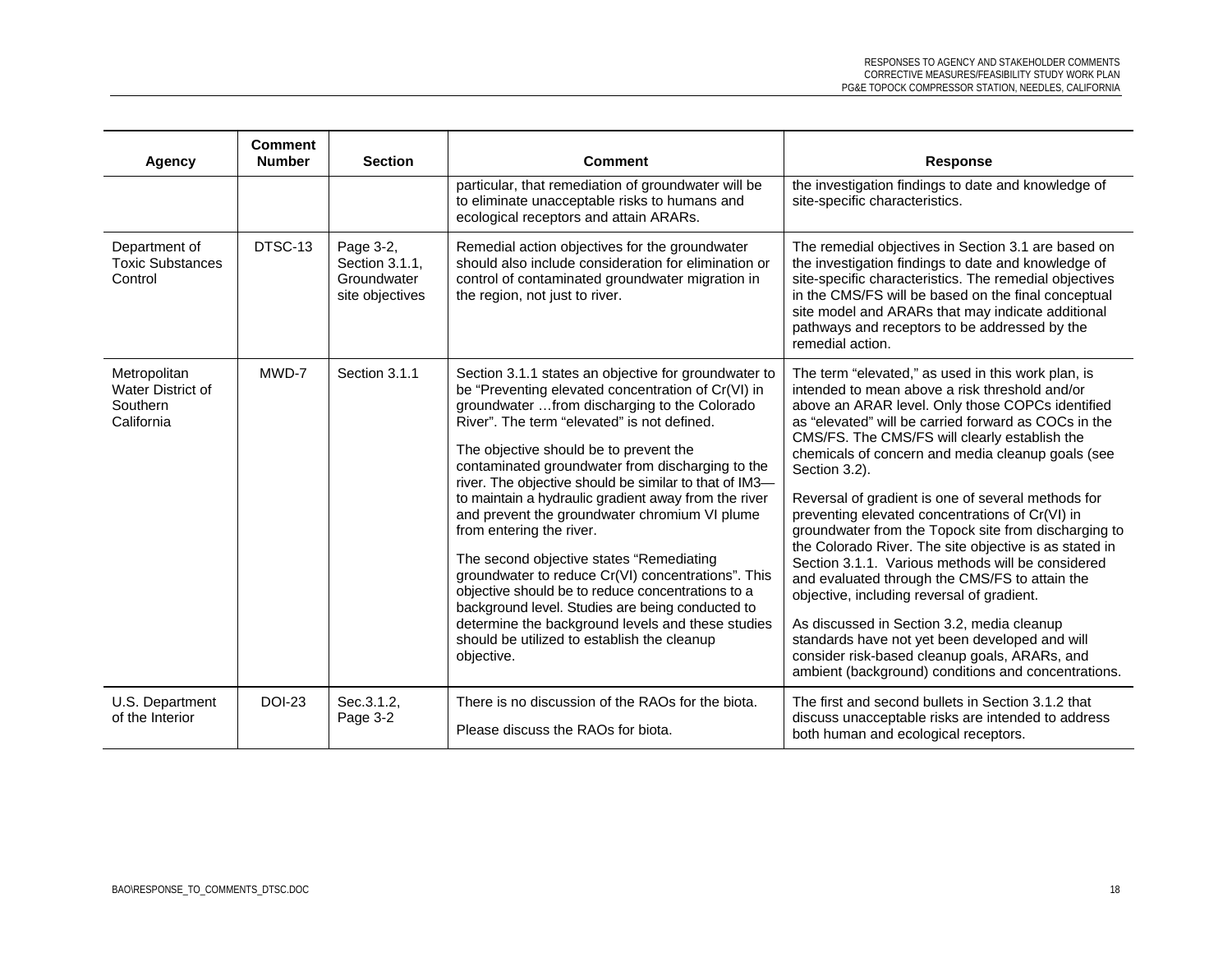| Agency | Comment Number | Section | Comment | Response |
|---|---|---|---|---|
| | | | particular, that remediation of groundwater will be to eliminate unacceptable risks to humans and ecological receptors and attain ARARs. | the investigation findings to date and knowledge of site-specific characteristics. |
| Department of Toxic Substances Control | DTSC-13 | Page 3-2, Section 3.1.1, Groundwater site objectives | Remedial action objectives for the groundwater should also include consideration for elimination or control of contaminated groundwater migration in the region, not just to river. | The remedial objectives in Section 3.1 are based on the investigation findings to date and knowledge of site-specific characteristics. The remedial objectives in the CMS/FS will be based on the final conceptual site model and ARARs that may indicate additional pathways and receptors to be addressed by the remedial action. |
| Metropolitan Water District of Southern California | MWD-7 | Section 3.1.1 | Section 3.1.1 states an objective for groundwater to be "Preventing elevated concentration of Cr(VI) in groundwater …from discharging to the Colorado River". The term "elevated" is not defined.<br><br>The objective should be to prevent the contaminated groundwater from discharging to the river. The objective should be similar to that of IM3—to maintain a hydraulic gradient away from the river and prevent the groundwater chromium VI plume from entering the river.<br><br>The second objective states "Remediating groundwater to reduce Cr(VI) concentrations". This objective should be to reduce concentrations to a background level. Studies are being conducted to determine the background levels and these studies should be utilized to establish the cleanup objective. | The term "elevated," as used in this work plan, is intended to mean above a risk threshold and/or above an ARAR level. Only those COPCs identified as "elevated" will be carried forward as COCs in the CMS/FS. The CMS/FS will clearly establish the chemicals of concern and media cleanup goals (see Section 3.2).<br><br>Reversal of gradient is one of several methods for preventing elevated concentrations of Cr(VI) in groundwater from the Topock site from discharging to the Colorado River. The site objective is as stated in Section 3.1.1. Various methods will be considered and evaluated through the CMS/FS to attain the objective, including reversal of gradient.<br><br>As discussed in Section 3.2, media cleanup standards have not yet been developed and will consider risk-based cleanup goals, ARARs, and ambient (background) conditions and concentrations. |
| U.S. Department of the Interior | DOI-23 | Sec.3.1.2, Page 3-2 | There is no discussion of the RAOs for the biota.<br><br>Please discuss the RAOs for biota. | The first and second bullets in Section 3.1.2 that discuss unacceptable risks are intended to address both human and ecological receptors. |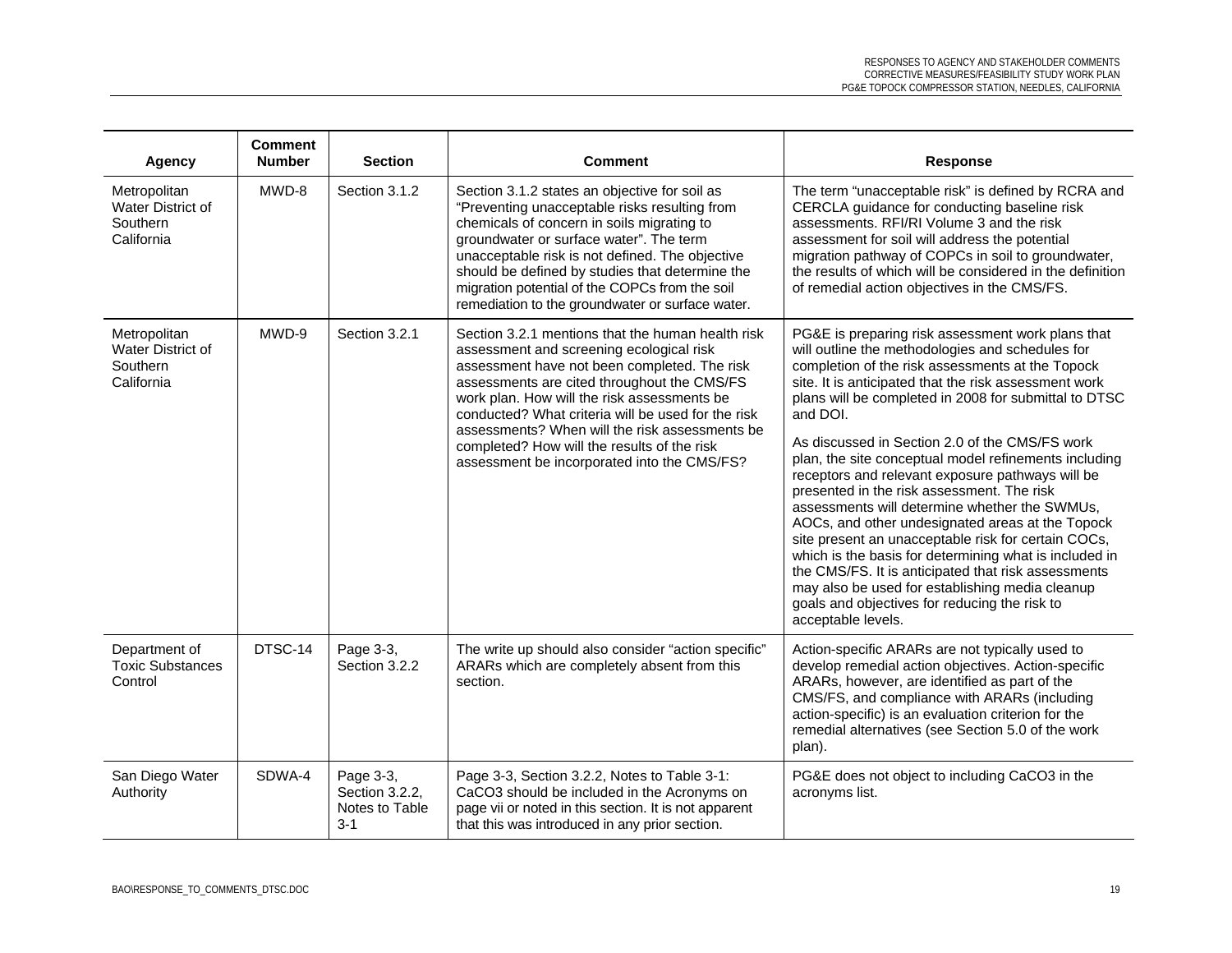| Agency | Comment Number | Section | Comment | Response |
|---|---|---|---|---|
| Metropolitan Water District of Southern California | MWD-8 | Section 3.1.2 | Section 3.1.2 states an objective for soil as "Preventing unacceptable risks resulting from chemicals of concern in soils migrating to groundwater or surface water". The term unacceptable risk is not defined. The objective should be defined by studies that determine the migration potential of the COPCs from the soil remediation to the groundwater or surface water. | The term "unacceptable risk" is defined by RCRA and CERCLA guidance for conducting baseline risk assessments. RFI/RI Volume 3 and the risk assessment for soil will address the potential migration pathway of COPCs in soil to groundwater, the results of which will be considered in the definition of remedial action objectives in the CMS/FS. |
| Metropolitan Water District of Southern California | MWD-9 | Section 3.2.1 | Section 3.2.1 mentions that the human health risk assessment and screening ecological risk assessment have not been completed. The risk assessments are cited throughout the CMS/FS work plan. How will the risk assessments be conducted? What criteria will be used for the risk assessments? When will the risk assessments be completed? How will the results of the risk assessment be incorporated into the CMS/FS? | PG&E is preparing risk assessment work plans that will outline the methodologies and schedules for completion of the risk assessments at the Topock site. It is anticipated that the risk assessment work plans will be completed in 2008 for submittal to DTSC and DOI.<br><br>As discussed in Section 2.0 of the CMS/FS work plan, the site conceptual model refinements including receptors and relevant exposure pathways will be presented in the risk assessment. The risk assessments will determine whether the SWMUs, AOCs, and other undesignated areas at the Topock site present an unacceptable risk for certain COCs, which is the basis for determining what is included in the CMS/FS. It is anticipated that risk assessments may also be used for establishing media cleanup goals and objectives for reducing the risk to acceptable levels. |
| Department of Toxic Substances Control | DTSC-14 | Page 3-3, Section 3.2.2 | The write up should also consider "action specific" ARARs which are completely absent from this section. | Action-specific ARARs are not typically used to develop remedial action objectives. Action-specific ARARs, however, are identified as part of the CMS/FS, and compliance with ARARs (including action-specific) is an evaluation criterion for the remedial alternatives (see Section 5.0 of the work plan). |
| San Diego Water Authority | SDWA-4 | Page 3-3, Section 3.2.2, Notes to Table 3-1 | Page 3-3, Section 3.2.2, Notes to Table 3-1: $CaCO_3$ should be included in the Acronyms on page vii or noted in this section. It is not apparent that this was introduced in any prior section. | PG&E does not object to including $CaCO_3$ in the acronyms list. |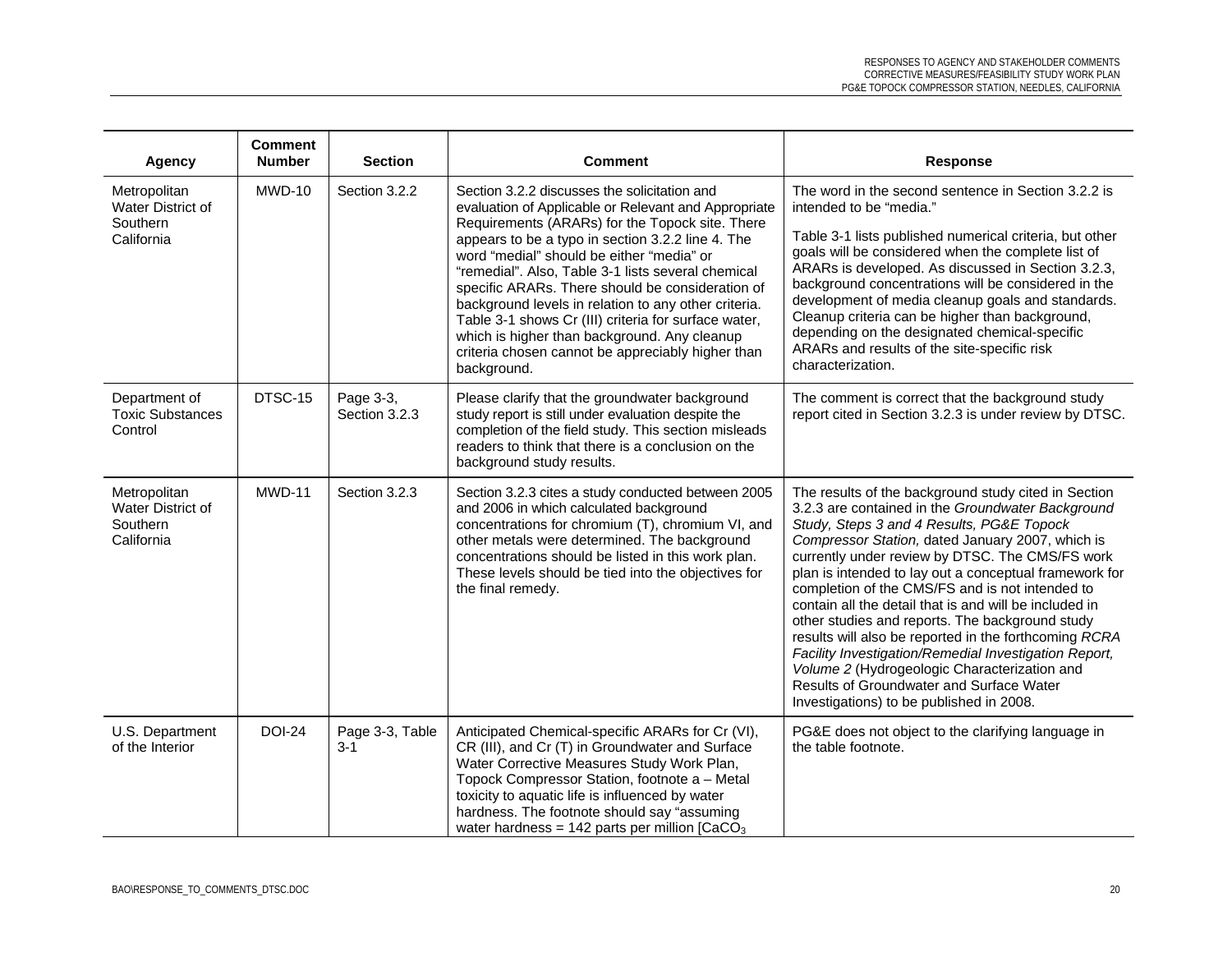| Agency | Comment Number | Section | Comment | Response |
|---|---|---|---|---|
| Metropolitan Water District of Southern California | MWD-10 | Section 3.2.2 | Section 3.2.2 discusses the solicitation and evaluation of Applicable or Relevant and Appropriate Requirements (ARARs) for the Topock site. There appears to be a typo in section 3.2.2 line 4. The word "medial" should be either "media" or "remedial". Also, Table 3-1 lists several chemical specific ARARs. There should be consideration of background levels in relation to any other criteria. Table 3-1 shows Cr (III) criteria for surface water, which is higher than background. Any cleanup criteria chosen cannot be appreciably higher than background. | The word in the second sentence in Section 3.2.2 is intended to be "media."<br><br>Table 3-1 lists published numerical criteria, but other goals will be considered when the complete list of ARARs is developed. As discussed in Section 3.2.3, background concentrations will be considered in the development of media cleanup goals and standards. Cleanup criteria can be higher than background, depending on the designated chemical-specific ARARs and results of the site-specific risk characterization. |
| Department of Toxic Substances Control | DTSC-15 | Page 3-3, Section 3.2.3 | Please clarify that the groundwater background study report is still under evaluation despite the completion of the field study. This section misleads readers to think that there is a conclusion on the background study results. | The comment is correct that the background study report cited in Section 3.2.3 is under review by DTSC. |
| Metropolitan Water District of Southern California | MWD-11 | Section 3.2.3 | Section 3.2.3 cites a study conducted between 2005 and 2006 in which calculated background concentrations for chromium (T), chromium VI, and other metals were determined. The background concentrations should be listed in this work plan. These levels should be tied into the objectives for the final remedy. | The results of the background study cited in Section 3.2.3 are contained in the *Groundwater Background Study, Steps 3 and 4 Results, PG&E Topock Compressor Station,* dated January 2007, which is currently under review by DTSC. The CMS/FS work plan is intended to lay out a conceptual framework for completion of the CMS/FS and is not intended to contain all the detail that is and will be included in other studies and reports. The background study results will also be reported in the forthcoming *RCRA Facility Investigation/Remedial Investigation Report, Volume 2* (Hydrogeologic Characterization and Results of Groundwater and Surface Water Investigations) to be published in 2008. |
| U.S. Department of the Interior | DOI-24 | Page 3-3, Table 3-1 | Anticipated Chemical-specific ARARs for Cr (VI), CR (III), and Cr (T) in Groundwater and Surface Water Corrective Measures Study Work Plan, Topock Compressor Station, footnote a – Metal toxicity to aquatic life is influenced by water hardness. The footnote should say "assuming water hardness = 142 parts per million [$CaCO_3$ | PG&E does not object to the clarifying language in the table footnote. |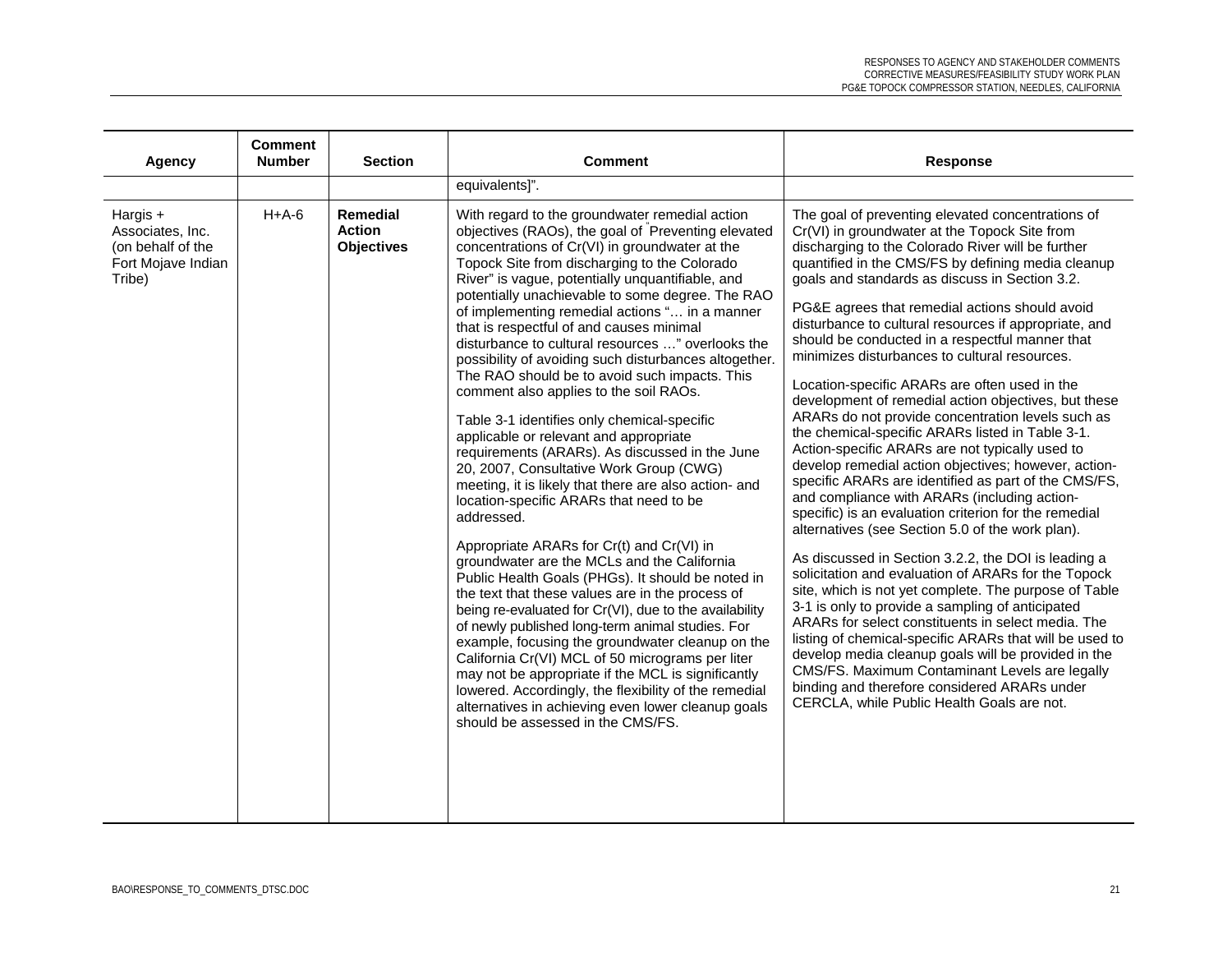| Agency | Comment Number | Section | Comment | Response |
|---|---|---|---|---|
| | | | equivalents]". | |
| Hargis + Associates, Inc. (on behalf of the Fort Mojave Indian Tribe) | H+A-6 | **Remedial Action Objectives** | With regard to the groundwater remedial action objectives (RAOs), the goal of "Preventing elevated concentrations of Cr(VI) in groundwater at the Topock Site from discharging to the Colorado River" is vague, potentially unquantifiable, and potentially unachievable to some degree. The RAO of implementing remedial actions "… in a manner that is respectful of and causes minimal disturbance to cultural resources …" overlooks the possibility of avoiding such disturbances altogether. The RAO should be to avoid such impacts. This comment also applies to the soil RAOs.<br><br>Table 3-1 identifies only chemical-specific applicable or relevant and appropriate requirements (ARARs). As discussed in the June 20, 2007, Consultative Work Group (CWG) meeting, it is likely that there are also action- and location-specific ARARs that need to be addressed.<br><br>Appropriate ARARs for Cr(t) and Cr(VI) in groundwater are the MCLs and the California Public Health Goals (PHGs). It should be noted in the text that these values are in the process of being re-evaluated for Cr(VI), due to the availability of newly published long-term animal studies. For example, focusing the groundwater cleanup on the California Cr(VI) MCL of 50 micrograms per liter may not be appropriate if the MCL is significantly lowered. Accordingly, the flexibility of the remedial alternatives in achieving even lower cleanup goals should be assessed in the CMS/FS. | The goal of preventing elevated concentrations of Cr(VI) in groundwater at the Topock Site from discharging to the Colorado River will be further quantified in the CMS/FS by defining media cleanup goals and standards as discuss in Section 3.2.<br><br>PG&E agrees that remedial actions should avoid disturbance to cultural resources if appropriate, and should be conducted in a respectful manner that minimizes disturbances to cultural resources.<br><br>Location-specific ARARs are often used in the development of remedial action objectives, but these ARARs do not provide concentration levels such as the chemical-specific ARARs listed in Table 3-1. Action-specific ARARs are not typically used to develop remedial action objectives; however, action-specific ARARs are identified as part of the CMS/FS, and compliance with ARARs (including action-specific) is an evaluation criterion for the remedial alternatives (see Section 5.0 of the work plan).<br><br>As discussed in Section 3.2.2, the DOI is leading a solicitation and evaluation of ARARs for the Topock site, which is not yet complete. The purpose of Table 3-1 is only to provide a sampling of anticipated ARARs for select constituents in select media. The listing of chemical-specific ARARs that will be used to develop media cleanup goals will be provided in the CMS/FS. Maximum Contaminant Levels are legally binding and therefore considered ARARs under CERCLA, while Public Health Goals are not. |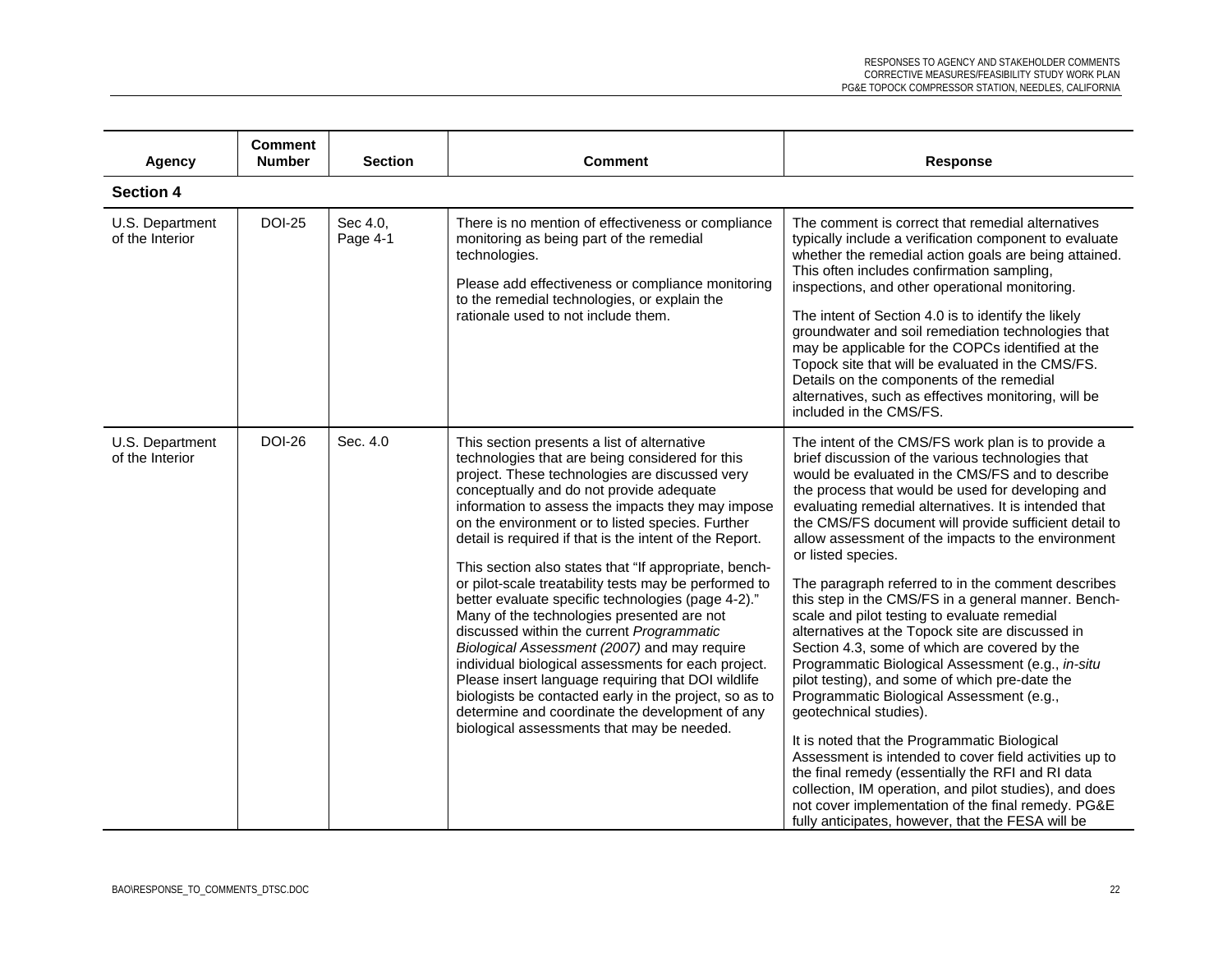| Agency | Comment Number | Section | Comment | Response |
|---|---|---|---|---|
| **Section 4** | | | | |
| U.S. Department of the Interior | DOI-25 | Sec 4.0, Page 4-1 | There is no mention of effectiveness or compliance monitoring as being part of the remedial technologies.<br><br>Please add effectiveness or compliance monitoring to the remedial technologies, or explain the rationale used to not include them. | The comment is correct that remedial alternatives typically include a verification component to evaluate whether the remedial action goals are being attained. This often includes confirmation sampling, inspections, and other operational monitoring.<br><br>The intent of Section 4.0 is to identify the likely groundwater and soil remediation technologies that may be applicable for the COPCs identified at the Topock site that will be evaluated in the CMS/FS. Details on the components of the remedial alternatives, such as effectives monitoring, will be included in the CMS/FS. |
| U.S. Department of the Interior | DOI-26 | Sec. 4.0 | This section presents a list of alternative technologies that are being considered for this project. These technologies are discussed very conceptually and do not provide adequate information to assess the impacts they may impose on the environment or to listed species. Further detail is required if that is the intent of the Report.<br><br>This section also states that “If appropriate, bench- or pilot-scale treatability tests may be performed to better evaluate specific technologies (page 4-2).” Many of the technologies presented are not discussed within the current *Programmatic Biological Assessment (2007)* and may require individual biological assessments for each project. Please insert language requiring that DOI wildlife biologists be contacted early in the project, so as to determine and coordinate the development of any biological assessments that may be needed. | The intent of the CMS/FS work plan is to provide a brief discussion of the various technologies that would be evaluated in the CMS/FS and to describe the process that would be used for developing and evaluating remedial alternatives. It is intended that the CMS/FS document will provide sufficient detail to allow assessment of the impacts to the environment or listed species.<br><br>The paragraph referred to in the comment describes this step in the CMS/FS in a general manner. Bench-scale and pilot testing to evaluate remedial alternatives at the Topock site are discussed in Section 4.3, some of which are covered by the Programmatic Biological Assessment (e.g., *in-situ* pilot testing), and some of which pre-date the Programmatic Biological Assessment (e.g., geotechnical studies).<br><br>It is noted that the Programmatic Biological Assessment is intended to cover field activities up to the final remedy (essentially the RFI and RI data collection, IM operation, and pilot studies), and does not cover implementation of the final remedy. PG&E fully anticipates, however, that the FESA will be |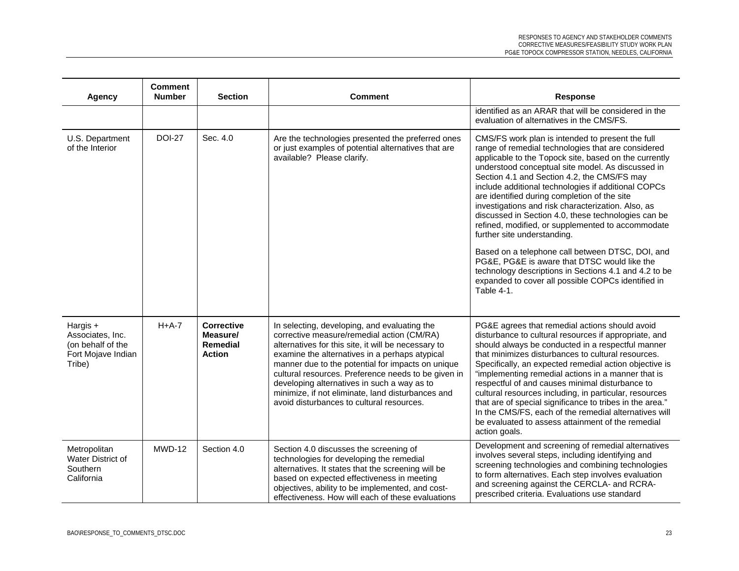| Agency | Comment Number | Section | Comment | Response |
|---|---|---|---|---|
| | | | | identified as an ARAR that will be considered in the evaluation of alternatives in the CMS/FS. |
| U.S. Department of the Interior | DOI-27 | Sec. 4.0 | Are the technologies presented the preferred ones or just examples of potential alternatives that are available? Please clarify. | CMS/FS work plan is intended to present the full range of remedial technologies that are considered applicable to the Topock site, based on the currently understood conceptual site model. As discussed in Section 4.1 and Section 4.2, the CMS/FS may include additional technologies if additional COPCs are identified during completion of the site investigations and risk characterization. Also, as discussed in Section 4.0, these technologies can be refined, modified, or supplemented to accommodate further site understanding.<br><br>Based on a telephone call between DTSC, DOI, and PG&E, PG&E is aware that DTSC would like the technology descriptions in Sections 4.1 and 4.2 to be expanded to cover all possible COPCs identified in Table 4-1. |
| Hargis + Associates, Inc. (on behalf of the Fort Mojave Indian Tribe) | H+A-7 | **Corrective Measure/ Remedial Action** | In selecting, developing, and evaluating the corrective measure/remedial action (CM/RA) alternatives for this site, it will be necessary to examine the alternatives in a perhaps atypical manner due to the potential for impacts on unique cultural resources. Preference needs to be given in developing alternatives in such a way as to minimize, if not eliminate, land disturbances and avoid disturbances to cultural resources. | PG&E agrees that remedial actions should avoid disturbance to cultural resources if appropriate, and should always be conducted in a respectful manner that minimizes disturbances to cultural resources. Specifically, an expected remedial action objective is "implementing remedial actions in a manner that is respectful of and causes minimal disturbance to cultural resources including, in particular, resources that are of special significance to tribes in the area." In the CMS/FS, each of the remedial alternatives will be evaluated to assess attainment of the remedial action goals. |
| Metropolitan Water District of Southern California | MWD-12 | Section 4.0 | Section 4.0 discusses the screening of technologies for developing the remedial alternatives. It states that the screening will be based on expected effectiveness in meeting objectives, ability to be implemented, and cost-effectiveness. How will each of these evaluations | Development and screening of remedial alternatives involves several steps, including identifying and screening technologies and combining technologies to form alternatives. Each step involves evaluation and screening against the CERCLA- and RCRA-prescribed criteria. Evaluations use standard |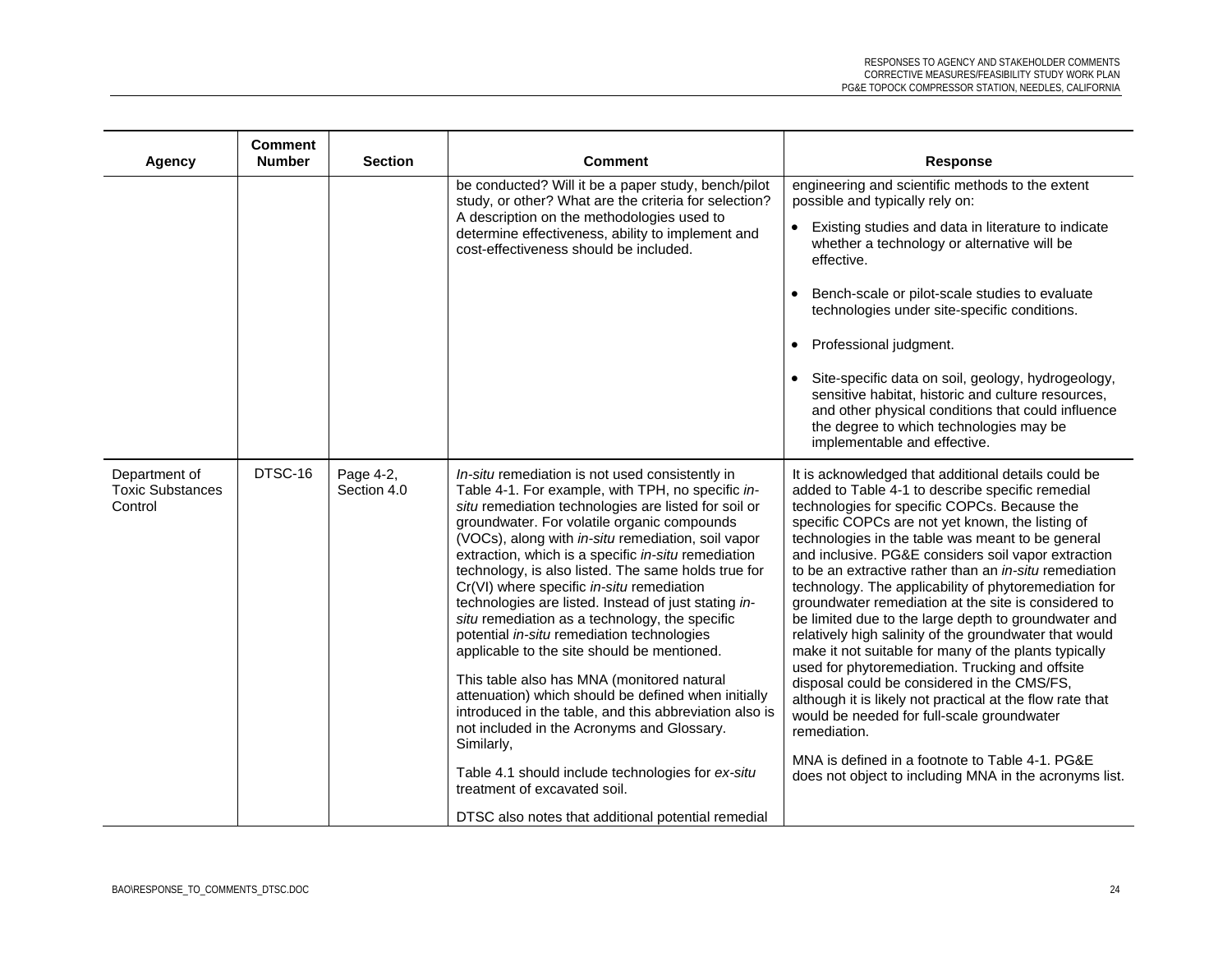| Agency | Comment Number | Section | Comment | Response |
|---|---|---|---|---|
| | | | be conducted? Will it be a paper study, bench/pilot study, or other? What are the criteria for selection? A description on the methodologies used to determine effectiveness, ability to implement and cost-effectiveness should be included. | engineering and scientific methods to the extent possible and typically rely on:<br>• Existing studies and data in literature to indicate whether a technology or alternative will be effective.<br>• Bench-scale or pilot-scale studies to evaluate technologies under site-specific conditions.<br>• Professional judgment.<br>• Site-specific data on soil, geology, hydrogeology, sensitive habitat, historic and culture resources, and other physical conditions that could influence the degree to which technologies may be implementable and effective. |
| Department of Toxic Substances Control | DTSC-16 | Page 4-2, Section 4.0 | *In-situ* remediation is not used consistently in Table 4-1. For example, with TPH, no specific *in-situ* remediation technologies are listed for soil or groundwater. For volatile organic compounds (VOCs), along with *in-situ* remediation, soil vapor extraction, which is a specific *in-situ* remediation technology, is also listed. The same holds true for Cr(VI) where specific *in-situ* remediation technologies are listed. Instead of just stating *in-situ* remediation as a technology, the specific potential *in-situ* remediation technologies applicable to the site should be mentioned.<br><br>This table also has MNA (monitored natural attenuation) which should be defined when initially introduced in the table, and this abbreviation also is not included in the Acronyms and Glossary. Similarly,<br><br>Table 4.1 should include technologies for *ex-situ* treatment of excavated soil.<br><br>DTSC also notes that additional potential remedial | It is acknowledged that additional details could be added to Table 4-1 to describe specific remedial technologies for specific COPCs. Because the specific COPCs are not yet known, the listing of technologies in the table was meant to be general and inclusive. PG&E considers soil vapor extraction to be an extractive rather than an *in-situ* remediation technology. The applicability of phytoremediation for groundwater remediation at the site is considered to be limited due to the large depth to groundwater and relatively high salinity of the groundwater that would make it not suitable for many of the plants typically used for phytoremediation. Trucking and offsite disposal could be considered in the CMS/FS, although it is likely not practical at the flow rate that would be needed for full-scale groundwater remediation.<br><br>MNA is defined in a footnote to Table 4-1. PG&E does not object to including MNA in the acronyms list. |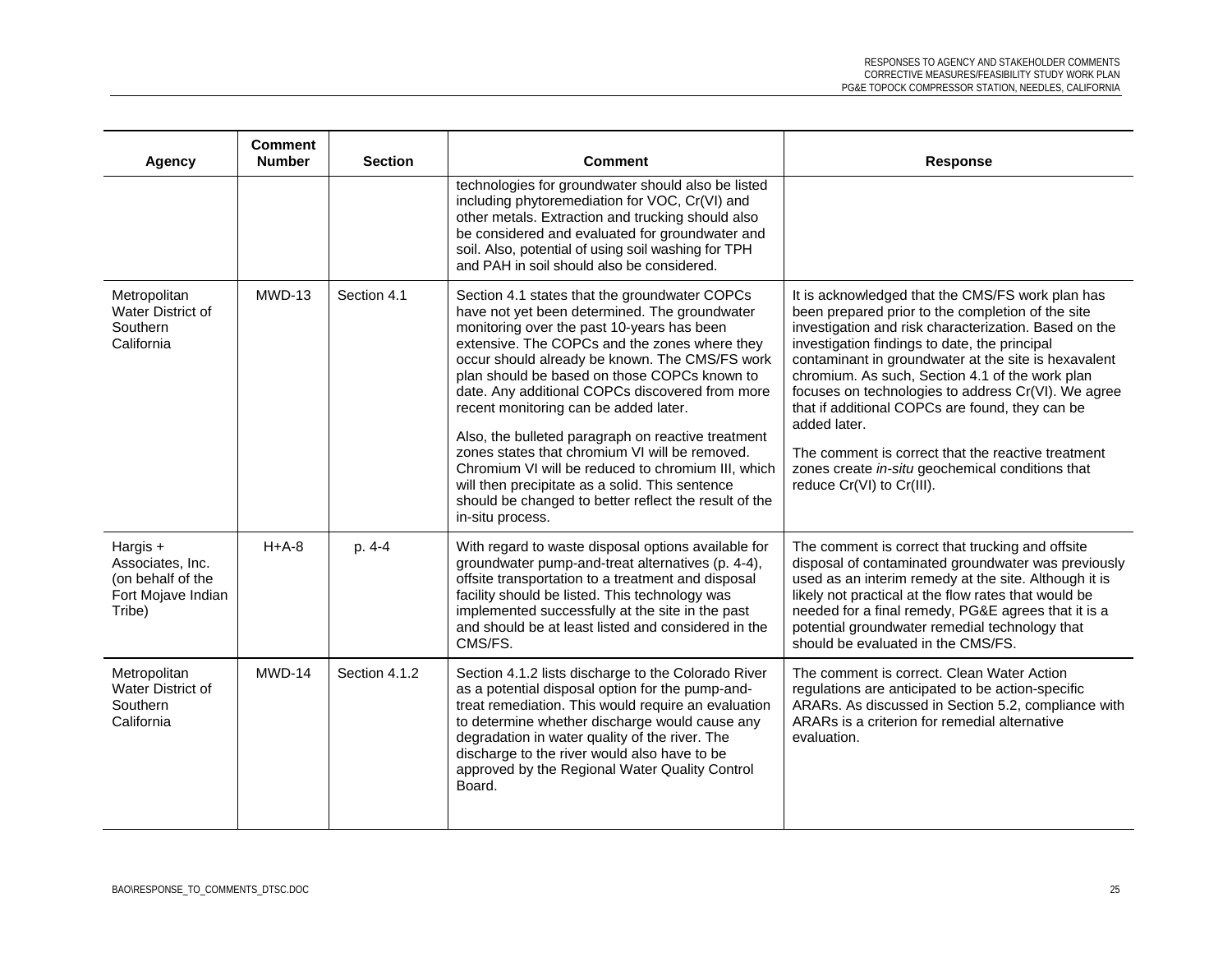| Agency | Comment Number | Section | Comment | Response |
|---|---|---|---|---|
| | | | technologies for groundwater should also be listed including phytoremediation for VOC, Cr(VI) and other metals. Extraction and trucking should also be considered and evaluated for groundwater and soil. Also, potential of using soil washing for TPH and PAH in soil should also be considered. | |
| Metropolitan Water District of Southern California | MWD-13 | Section 4.1 | Section 4.1 states that the groundwater COPCs have not yet been determined. The groundwater monitoring over the past 10-years has been extensive. The COPCs and the zones where they occur should already be known. The CMS/FS work plan should be based on those COPCs known to date. Any additional COPCs discovered from more recent monitoring can be added later.<br><br>Also, the bulleted paragraph on reactive treatment zones states that chromium VI will be removed. Chromium VI will be reduced to chromium III, which will then precipitate as a solid. This sentence should be changed to better reflect the result of the in-situ process. | It is acknowledged that the CMS/FS work plan has been prepared prior to the completion of the site investigation and risk characterization. Based on the investigation findings to date, the principal contaminant in groundwater at the site is hexavalent chromium. As such, Section 4.1 of the work plan focuses on technologies to address Cr(VI). We agree that if additional COPCs are found, they can be added later.<br><br>The comment is correct that the reactive treatment zones create *in-situ* geochemical conditions that reduce Cr(VI) to Cr(III). |
| Hargis + Associates, Inc. (on behalf of the Fort Mojave Indian Tribe) | H+A-8 | p. 4-4 | With regard to waste disposal options available for groundwater pump-and-treat alternatives (p. 4-4), offsite transportation to a treatment and disposal facility should be listed. This technology was implemented successfully at the site in the past and should be at least listed and considered in the CMS/FS. | The comment is correct that trucking and offsite disposal of contaminated groundwater was previously used as an interim remedy at the site. Although it is likely not practical at the flow rates that would be needed for a final remedy, PG&E agrees that it is a potential groundwater remedial technology that should be evaluated in the CMS/FS. |
| Metropolitan Water District of Southern California | MWD-14 | Section 4.1.2 | Section 4.1.2 lists discharge to the Colorado River as a potential disposal option for the pump-and-treat remediation. This would require an evaluation to determine whether discharge would cause any degradation in water quality of the river. The discharge to the river would also have to be approved by the Regional Water Quality Control Board. | The comment is correct. Clean Water Action regulations are anticipated to be action-specific ARARs. As discussed in Section 5.2, compliance with ARARs is a criterion for remedial alternative evaluation. |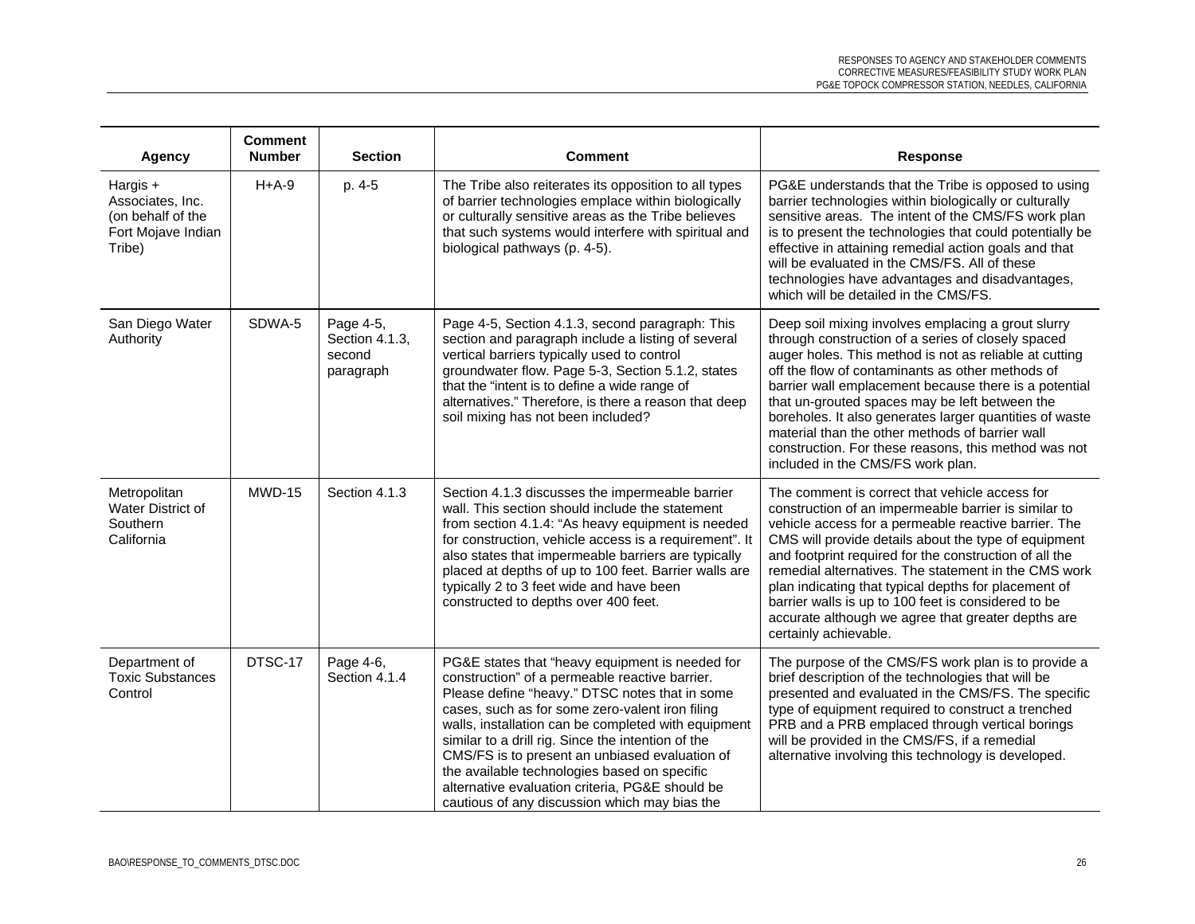| Agency | Comment Number | Section | Comment | Response |
|---|---|---|---|---|
| Hargis + Associates, Inc. (on behalf of the Fort Mojave Indian Tribe) | H+A-9 | p. 4-5 | The Tribe also reiterates its opposition to all types of barrier technologies emplace within biologically or culturally sensitive areas as the Tribe believes that such systems would interfere with spiritual and biological pathways (p. 4-5). | PG&E understands that the Tribe is opposed to using barrier technologies within biologically or culturally sensitive areas. The intent of the CMS/FS work plan is to present the technologies that could potentially be effective in attaining remedial action goals and that will be evaluated in the CMS/FS. All of these technologies have advantages and disadvantages, which will be detailed in the CMS/FS. |
| San Diego Water Authority | SDWA-5 | Page 4-5, Section 4.1.3, second paragraph | Page 4-5, Section 4.1.3, second paragraph: This section and paragraph include a listing of several vertical barriers typically used to control groundwater flow. Page 5-3, Section 5.1.2, states that the "intent is to define a wide range of alternatives." Therefore, is there a reason that deep soil mixing has not been included? | Deep soil mixing involves emplacing a grout slurry through construction of a series of closely spaced auger holes. This method is not as reliable at cutting off the flow of contaminants as other methods of barrier wall emplacement because there is a potential that un-grouted spaces may be left between the boreholes. It also generates larger quantities of waste material than the other methods of barrier wall construction. For these reasons, this method was not included in the CMS/FS work plan. |
| Metropolitan Water District of Southern California | MWD-15 | Section 4.1.3 | Section 4.1.3 discusses the impermeable barrier wall. This section should include the statement from section 4.1.4: "As heavy equipment is needed for construction, vehicle access is a requirement". It also states that impermeable barriers are typically placed at depths of up to 100 feet. Barrier walls are typically 2 to 3 feet wide and have been constructed to depths over 400 feet. | The comment is correct that vehicle access for construction of an impermeable barrier is similar to vehicle access for a permeable reactive barrier. The CMS will provide details about the type of equipment and footprint required for the construction of all the remedial alternatives. The statement in the CMS work plan indicating that typical depths for placement of barrier walls is up to 100 feet is considered to be accurate although we agree that greater depths are certainly achievable. |
| Department of Toxic Substances Control | DTSC-17 | Page 4-6, Section 4.1.4 | PG&E states that "heavy equipment is needed for construction" of a permeable reactive barrier. Please define "heavy." DTSC notes that in some cases, such as for some zero-valent iron filing walls, installation can be completed with equipment similar to a drill rig. Since the intention of the CMS/FS is to present an unbiased evaluation of the available technologies based on specific alternative evaluation criteria, PG&E should be cautious of any discussion which may bias the | The purpose of the CMS/FS work plan is to provide a brief description of the technologies that will be presented and evaluated in the CMS/FS. The specific type of equipment required to construct a trenched PRB and a PRB emplaced through vertical borings will be provided in the CMS/FS, if a remedial alternative involving this technology is developed. |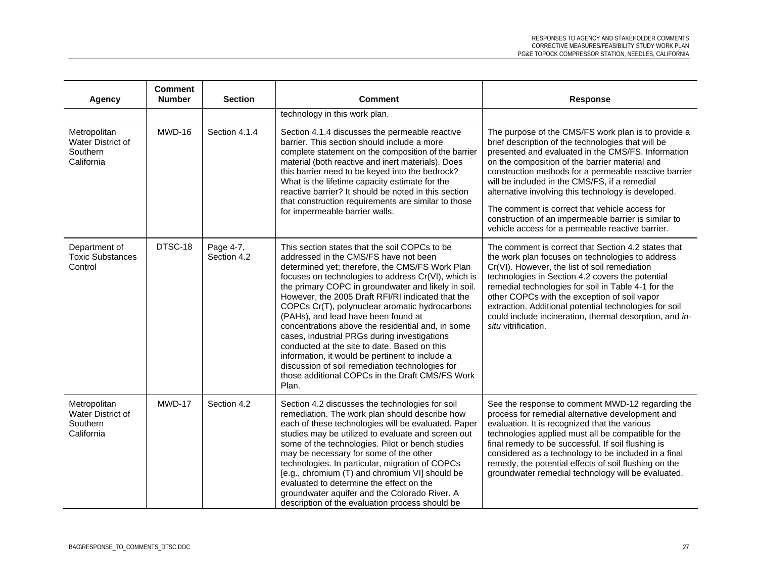| Agency | Comment Number | Section | Comment | Response |
|---|---|---|---|---|
| | | | technology in this work plan. | |
| Metropolitan Water District of Southern California | MWD-16 | Section 4.1.4 | Section 4.1.4 discusses the permeable reactive barrier. This section should include a more complete statement on the composition of the barrier material (both reactive and inert materials). Does this barrier need to be keyed into the bedrock? What is the lifetime capacity estimate for the reactive barrier? It should be noted in this section that construction requirements are similar to those for impermeable barrier walls. | The purpose of the CMS/FS work plan is to provide a brief description of the technologies that will be presented and evaluated in the CMS/FS. Information on the composition of the barrier material and construction methods for a permeable reactive barrier will be included in the CMS/FS, if a remedial alternative involving this technology is developed.<br><br>The comment is correct that vehicle access for construction of an impermeable barrier is similar to vehicle access for a permeable reactive barrier. |
| Department of Toxic Substances Control | DTSC-18 | Page 4-7, Section 4.2 | This section states that the soil COPCs to be addressed in the CMS/FS have not been determined yet; therefore, the CMS/FS Work Plan focuses on technologies to address Cr(VI), which is the primary COPC in groundwater and likely in soil. However, the 2005 Draft RFI/RI indicated that the COPCs Cr(T), polynuclear aromatic hydrocarbons (PAHs), and lead have been found at concentrations above the residential and, in some cases, industrial PRGs during investigations conducted at the site to date. Based on this information, it would be pertinent to include a discussion of soil remediation technologies for those additional COPCs in the Draft CMS/FS Work Plan. | The comment is correct that Section 4.2 states that the work plan focuses on technologies to address Cr(VI). However, the list of soil remediation technologies in Section 4.2 covers the potential remedial technologies for soil in Table 4-1 for the other COPCs with the exception of soil vapor extraction. Additional potential technologies for soil could include incineration, thermal desorption, and *in-situ* vitrification. |
| Metropolitan Water District of Southern California | MWD-17 | Section 4.2 | Section 4.2 discusses the technologies for soil remediation. The work plan should describe how each of these technologies will be evaluated. Paper studies may be utilized to evaluate and screen out some of the technologies. Pilot or bench studies may be necessary for some of the other technologies. In particular, migration of COPCs [e.g., chromium (T) and chromium VI] should be evaluated to determine the effect on the groundwater aquifer and the Colorado River. A description of the evaluation process should be | See the response to comment MWD-12 regarding the process for remedial alternative development and evaluation. It is recognized that the various technologies applied must all be compatible for the final remedy to be successful. If soil flushing is considered as a technology to be included in a final remedy, the potential effects of soil flushing on the groundwater remedial technology will be evaluated. |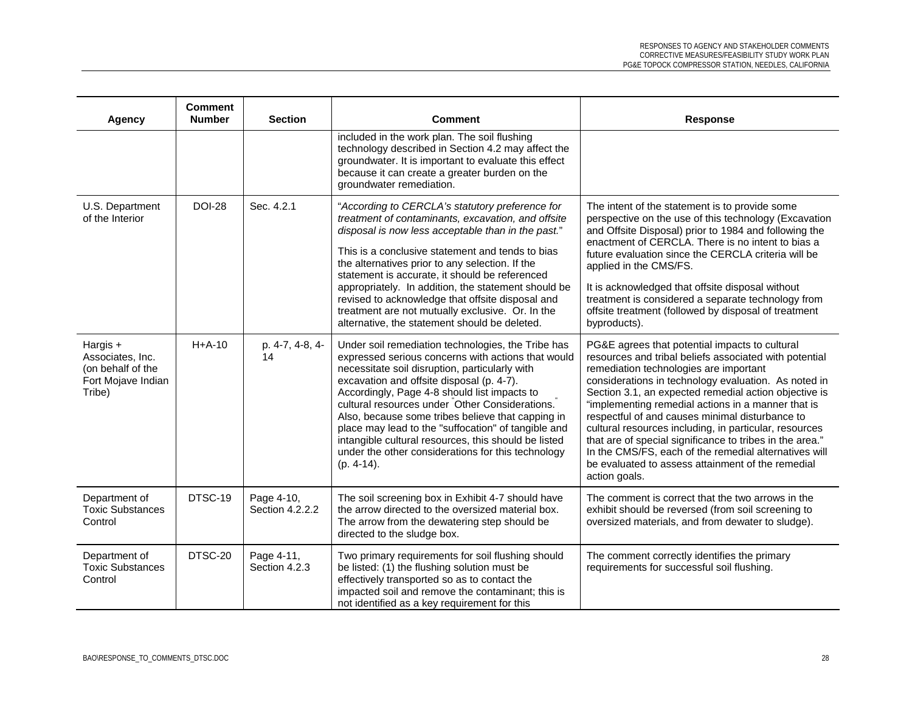| Agency | Comment Number | Section | Comment | Response |
|---|---|---|---|---|
| | | | included in the work plan. The soil flushing technology described in Section 4.2 may affect the groundwater. It is important to evaluate this effect because it can create a greater burden on the groundwater remediation. | |
| U.S. Department of the Interior | DOI-28 | Sec. 4.2.1 | "*According to CERCLA's statutory preference for treatment of contaminants, excavation, and offsite disposal is now less acceptable than in the past.*" This is a conclusive statement and tends to bias the alternatives prior to any selection. If the statement is accurate, it should be referenced appropriately. In addition, the statement should be revised to acknowledge that offsite disposal and treatment are not mutually exclusive. Or. In the alternative, the statement should be deleted. | The intent of the statement is to provide some perspective on the use of this technology (Excavation and Offsite Disposal) prior to 1984 and following the enactment of CERCLA. There is no intent to bias a future evaluation since the CERCLA criteria will be applied in the CMS/FS. It is acknowledged that offsite disposal without treatment is considered a separate technology from offsite treatment (followed by disposal of treatment byproducts). |
| Hargis + Associates, Inc. (on behalf of the Fort Mojave Indian Tribe) | H+A-10 | p. 4-7, 4-8, 4-14 | Under soil remediation technologies, the Tribe has expressed serious concerns with actions that would necessitate soil disruption, particularly with excavation and offsite disposal (p. 4-7). Accordingly, Page 4-8 should list impacts to cultural resources under "Other Considerations." Also, because some tribes believe that capping in place may lead to the "suffocation" of tangible and intangible cultural resources, this should be listed under the other considerations for this technology (p. 4-14). | PG&E agrees that potential impacts to cultural resources and tribal beliefs associated with potential remediation technologies are important considerations in technology evaluation. As noted in Section 3.1, an expected remedial action objective is "implementing remedial actions in a manner that is respectful of and causes minimal disturbance to cultural resources including, in particular, resources that are of special significance to tribes in the area." In the CMS/FS, each of the remedial alternatives will be evaluated to assess attainment of the remedial action goals. |
| Department of Toxic Substances Control | DTSC-19 | Page 4-10, Section 4.2.2.2 | The soil screening box in Exhibit 4-7 should have the arrow directed to the oversized material box. The arrow from the dewatering step should be directed to the sludge box. | The comment is correct that the two arrows in the exhibit should be reversed (from soil screening to oversized materials, and from dewater to sludge). |
| Department of Toxic Substances Control | DTSC-20 | Page 4-11, Section 4.2.3 | Two primary requirements for soil flushing should be listed: (1) the flushing solution must be effectively transported so as to contact the impacted soil and remove the contaminant; this is not identified as a key requirement for this | The comment correctly identifies the primary requirements for successful soil flushing. |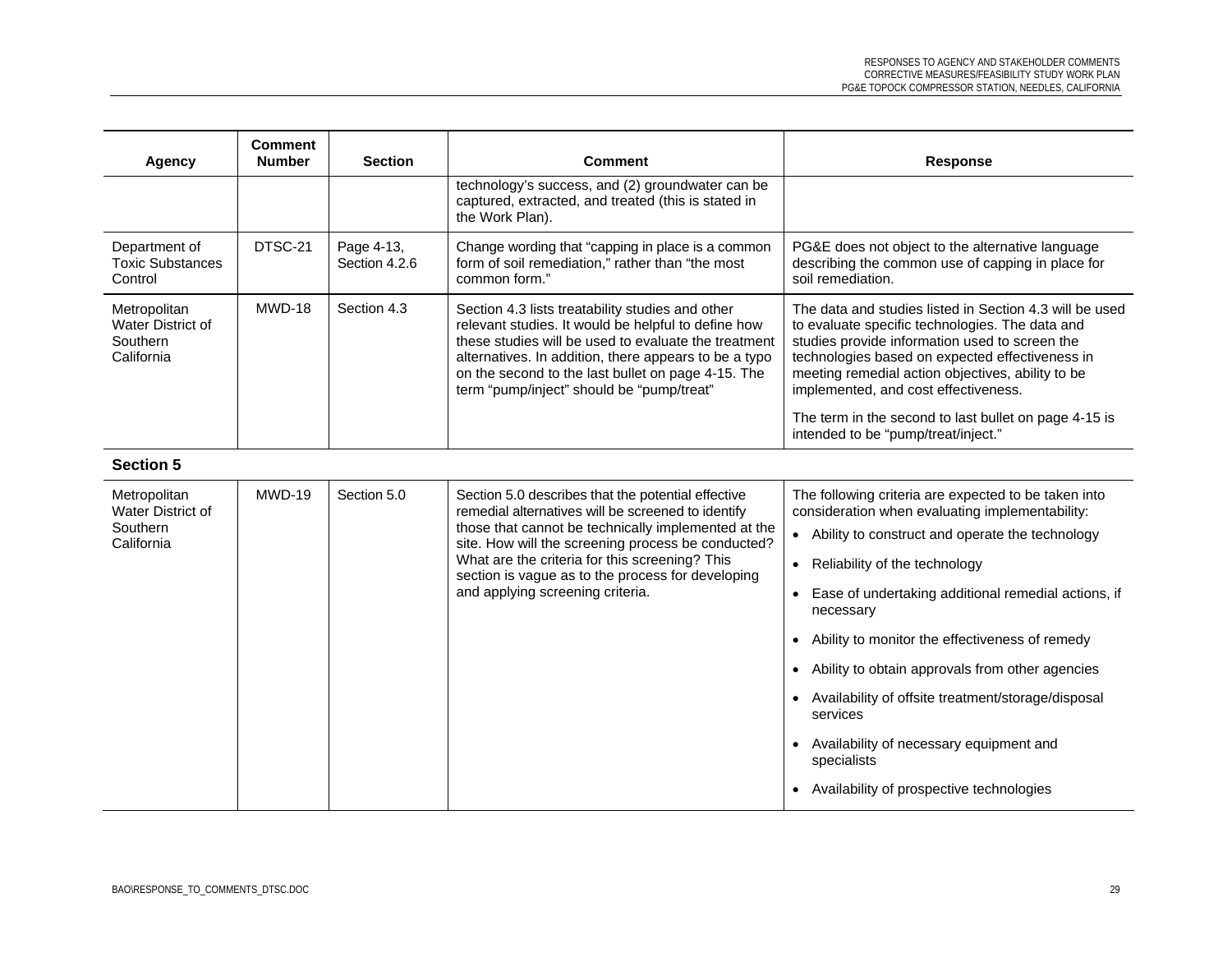| Agency | Comment Number | Section | Comment | Response |
|---|---|---|---|---|
| | | | technology's success, and (2) groundwater can be captured, extracted, and treated (this is stated in the Work Plan). | |
| Department of Toxic Substances Control | DTSC-21 | Page 4-13, Section 4.2.6 | Change wording that "capping in place is a common form of soil remediation," rather than "the most common form." | PG&E does not object to the alternative language describing the common use of capping in place for soil remediation. |
| Metropolitan Water District of Southern California | MWD-18 | Section 4.3 | Section 4.3 lists treatability studies and other relevant studies. It would be helpful to define how these studies will be used to evaluate the treatment alternatives. In addition, there appears to be a typo on the second to the last bullet on page 4-15. The term "pump/inject" should be "pump/treat" | The data and studies listed in Section 4.3 will be used to evaluate specific technologies. The data and studies provide information used to screen the technologies based on expected effectiveness in meeting remedial action objectives, ability to be implemented, and cost effectiveness.<br><br>The term in the second to last bullet on page 4-15 is intended to be "pump/treat/inject." |

**Section 5**

| Agency | Comment Number | Section | Comment | Response |
|---|---|---|---|---|
| Metropolitan Water District of Southern California | MWD-19 | Section 5.0 | Section 5.0 describes that the potential effective remedial alternatives will be screened to identify those that cannot be technically implemented at the site. How will the screening process be conducted? What are the criteria for this screening? This section is vague as to the process for developing and applying screening criteria. | The following criteria are expected to be taken into consideration when evaluating implementability:<br>• Ability to construct and operate the technology<br>• Reliability of the technology<br>• Ease of undertaking additional remedial actions, if necessary<br>• Ability to monitor the effectiveness of remedy<br>• Ability to obtain approvals from other agencies<br>• Availability of offsite treatment/storage/disposal services<br>• Availability of necessary equipment and specialists<br>• Availability of prospective technologies |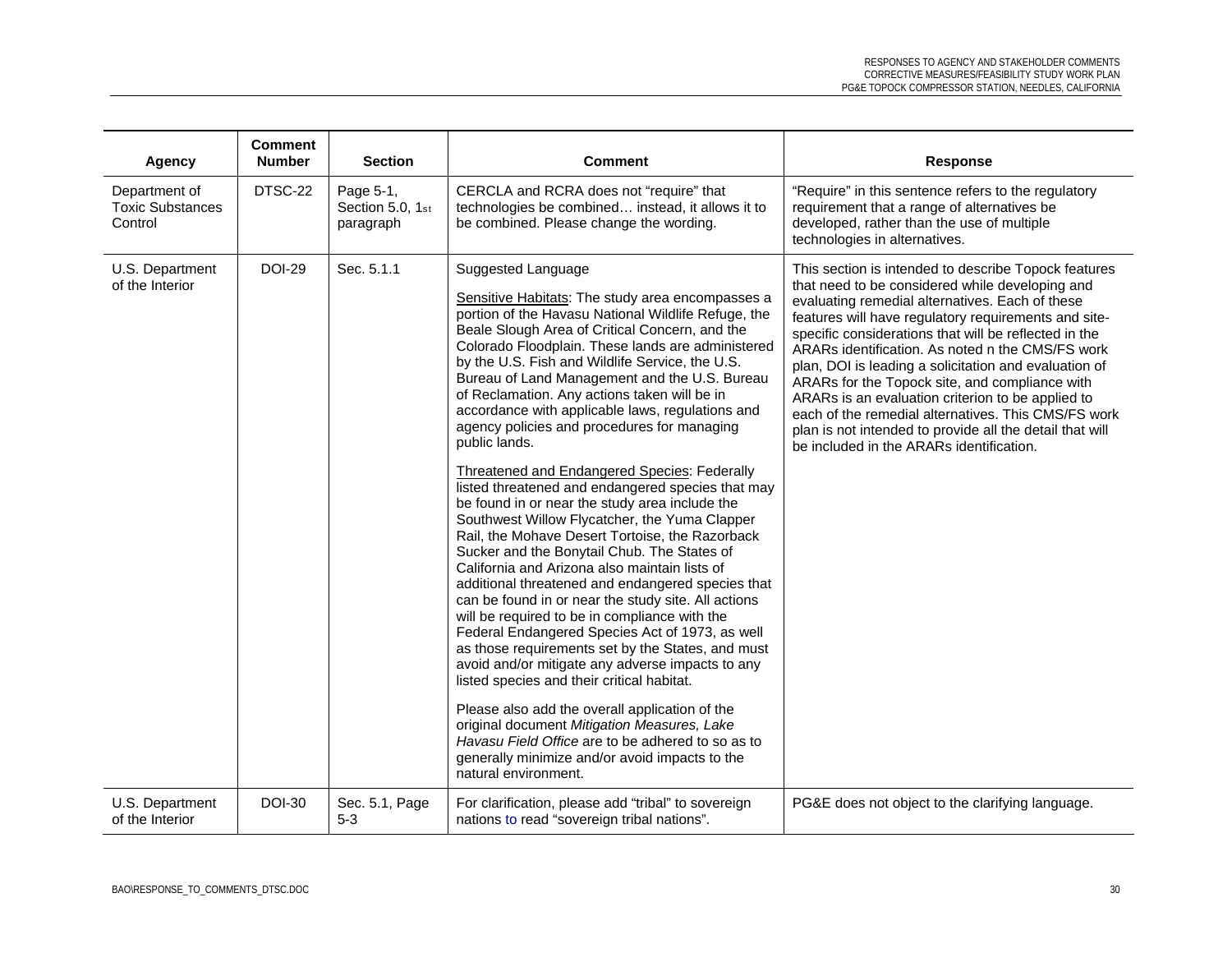| Agency | Comment Number | Section | Comment | Response |
|---|---|---|---|---|
| Department of Toxic Substances Control | DTSC-22 | Page 5-1, Section 5.0, 1st paragraph | CERCLA and RCRA does not "require" that technologies be combined… instead, it allows it to be combined. Please change the wording. | "Require" in this sentence refers to the regulatory requirement that a range of alternatives be developed, rather than the use of multiple technologies in alternatives. |
| U.S. Department of the Interior | DOI-29 | Sec. 5.1.1 | Suggested Language<br><br><u>Sensitive Habitats</u>: The study area encompasses a portion of the Havasu National Wildlife Refuge, the Beale Slough Area of Critical Concern, and the Colorado Floodplain. These lands are administered by the U.S. Fish and Wildlife Service, the U.S. Bureau of Land Management and the U.S. Bureau of Reclamation. Any actions taken will be in accordance with applicable laws, regulations and agency policies and procedures for managing public lands.<br><br><u>Threatened and Endangered Species</u>: Federally listed threatened and endangered species that may be found in or near the study area include the Southwest Willow Flycatcher, the Yuma Clapper Rail, the Mohave Desert Tortoise, the Razorback Sucker and the Bonytail Chub. The States of California and Arizona also maintain lists of additional threatened and endangered species that can be found in or near the study site. All actions will be required to be in compliance with the Federal Endangered Species Act of 1973, as well as those requirements set by the States, and must avoid and/or mitigate any adverse impacts to any listed species and their critical habitat.<br><br>Please also add the overall application of the original document *Mitigation Measures, Lake Havasu Field Office* are to be adhered to so as to generally minimize and/or avoid impacts to the natural environment. | This section is intended to describe Topock features that need to be considered while developing and evaluating remedial alternatives. Each of these features will have regulatory requirements and site-specific considerations that will be reflected in the ARARs identification. As noted n the CMS/FS work plan, DOI is leading a solicitation and evaluation of ARARs for the Topock site, and compliance with ARARs is an evaluation criterion to be applied to each of the remedial alternatives. This CMS/FS work plan is not intended to provide all the detail that will be included in the ARARs identification. |
| U.S. Department of the Interior | DOI-30 | Sec. 5.1, Page 5-3 | For clarification, please add "tribal" to sovereign nations to read "sovereign tribal nations". | PG&E does not object to the clarifying language. |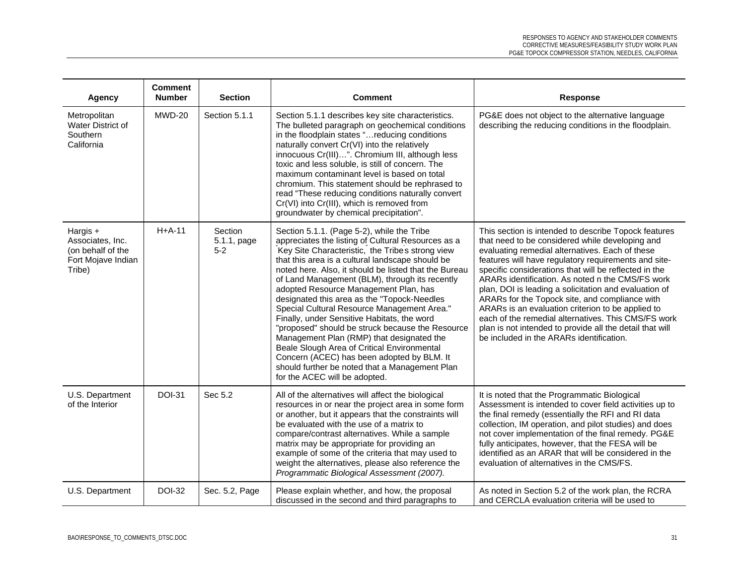| Agency | Comment Number | Section | Comment | Response |
|---|---|---|---|---|
| Metropolitan Water District of Southern California | MWD-20 | Section 5.1.1 | Section 5.1.1 describes key site characteristics. The bulleted paragraph on geochemical conditions in the floodplain states "…reducing conditions naturally convert Cr(VI) into the relatively innocuous Cr(III)…". Chromium III, although less toxic and less soluble, is still of concern. The maximum contaminant level is based on total chromium. This statement should be rephrased to read "These reducing conditions naturally convert Cr(VI) into Cr(III), which is removed from groundwater by chemical precipitation". | PG&E does not object to the alternative language describing the reducing conditions in the floodplain. |
| Hargis + Associates, Inc. (on behalf of the Fort Mojave Indian Tribe) | H+A-11 | Section 5.1.1, page 5-2 | Section 5.1.1. (Page 5-2), while the Tribe appreciates the listing of Cultural Resources as a "Key Site Characteristic," the Tribe's strong view that this area is a cultural landscape should be noted here. Also, it should be listed that the Bureau of Land Management (BLM), through its recently adopted Resource Management Plan, has designated this area as the "Topock-Needles Special Cultural Resource Management Area." Finally, under Sensitive Habitats, the word "proposed" should be struck because the Resource Management Plan (RMP) that designated the Beale Slough Area of Critical Environmental Concern (ACEC) has been adopted by BLM. It should further be noted that a Management Plan for the ACEC will be adopted. | This section is intended to describe Topock features that need to be considered while developing and evaluating remedial alternatives. Each of these features will have regulatory requirements and site-specific considerations that will be reflected in the ARARs identification. As noted n the CMS/FS work plan, DOI is leading a solicitation and evaluation of ARARs for the Topock site, and compliance with ARARs is an evaluation criterion to be applied to each of the remedial alternatives. This CMS/FS work plan is not intended to provide all the detail that will be included in the ARARs identification. |
| U.S. Department of the Interior | DOI-31 | Sec 5.2 | All of the alternatives will affect the biological resources in or near the project area in some form or another, but it appears that the constraints will be evaluated with the use of a matrix to compare/contrast alternatives. While a sample matrix may be appropriate for providing an example of some of the criteria that may used to weight the alternatives, please also reference the *Programmatic Biological Assessment (2007).* | It is noted that the Programmatic Biological Assessment is intended to cover field activities up to the final remedy (essentially the RFI and RI data collection, IM operation, and pilot studies) and does not cover implementation of the final remedy. PG&E fully anticipates, however, that the FESA will be identified as an ARAR that will be considered in the evaluation of alternatives in the CMS/FS. |
| U.S. Department | DOI-32 | Sec. 5.2, Page | Please explain whether, and how, the proposal discussed in the second and third paragraphs to | As noted in Section 5.2 of the work plan, the RCRA and CERCLA evaluation criteria will be used to |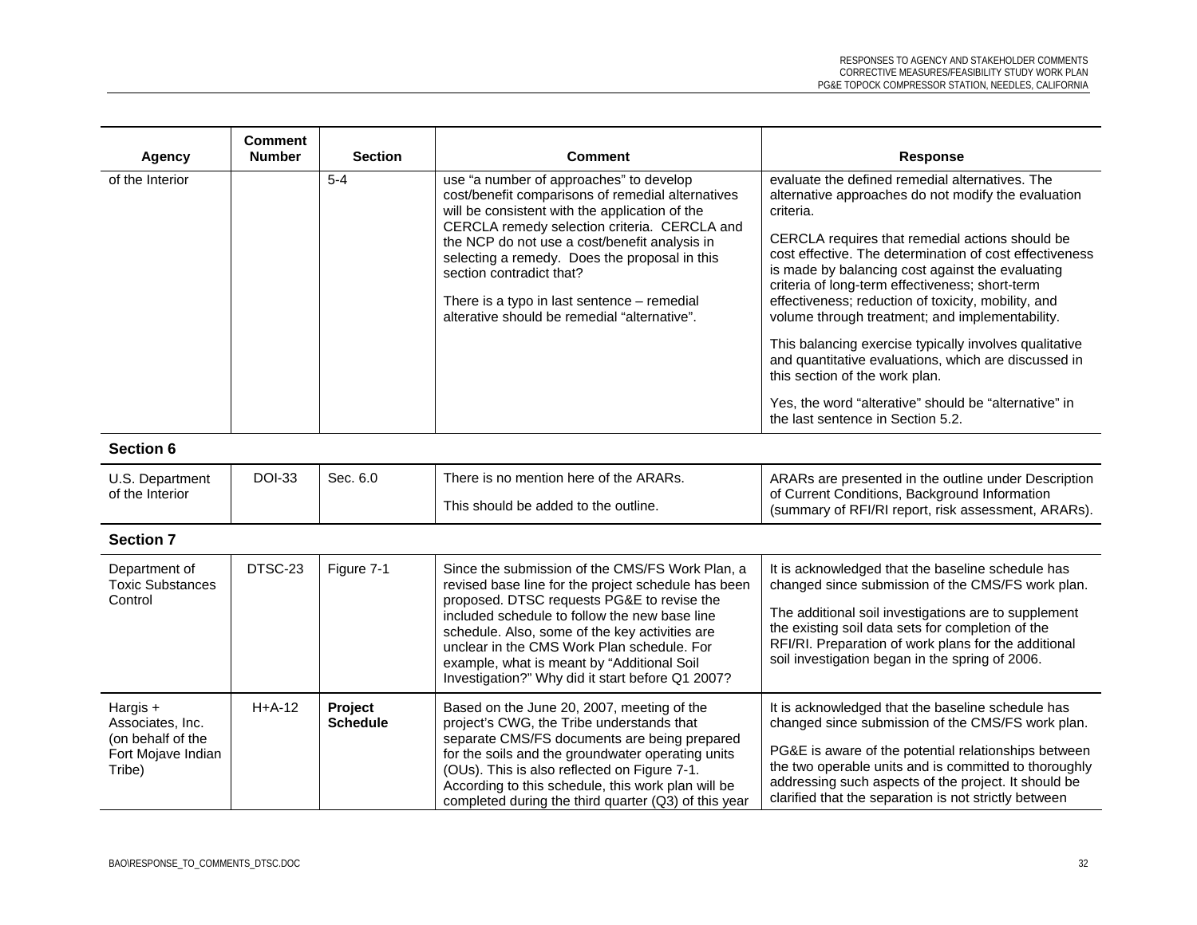| Agency | Comment Number | Section | Comment | Response |
|---|---|---|---|---|
| of the Interior | | 5-4 | use "a number of approaches" to develop cost/benefit comparisons of remedial alternatives will be consistent with the application of the CERCLA remedy selection criteria. CERCLA and the NCP do not use a cost/benefit analysis in selecting a remedy. Does the proposal in this section contradict that?<br><br>There is a typo in last sentence – remedial alterative should be remedial "alternative". | evaluate the defined remedial alternatives. The alternative approaches do not modify the evaluation criteria.<br><br>CERCLA requires that remedial actions should be cost effective. The determination of cost effectiveness is made by balancing cost against the evaluating criteria of long-term effectiveness; short-term effectiveness; reduction of toxicity, mobility, and volume through treatment; and implementability.<br><br>This balancing exercise typically involves qualitative and quantitative evaluations, which are discussed in this section of the work plan.<br><br>Yes, the word "alterative" should be "alternative" in the last sentence in Section 5.2. |

**Section 6**

| Agency | Comment Number | Section | Comment | Response |
|---|---|---|---|---|
| U.S. Department of the Interior | DOI-33 | Sec. 6.0 | There is no mention here of the ARARs.<br><br>This should be added to the outline. | ARARs are presented in the outline under Description of Current Conditions, Background Information (summary of RFI/RI report, risk assessment, ARARs). |

**Section 7**

| Agency | Comment Number | Section | Comment | Response |
|---|---|---|---|---|
| Department of Toxic Substances Control | DTSC-23 | Figure 7-1 | Since the submission of the CMS/FS Work Plan, a revised base line for the project schedule has been proposed. DTSC requests PG&E to revise the included schedule to follow the new base line schedule. Also, some of the key activities are unclear in the CMS Work Plan schedule. For example, what is meant by "Additional Soil Investigation?" Why did it start before Q1 2007? | It is acknowledged that the baseline schedule has changed since submission of the CMS/FS work plan.<br><br>The additional soil investigations are to supplement the existing soil data sets for completion of the RFI/RI. Preparation of work plans for the additional soil investigation began in the spring of 2006. |
| Hargis + Associates, Inc. (on behalf of the Fort Mojave Indian Tribe) | H+A-12 | **Project Schedule** | Based on the June 20, 2007, meeting of the project's CWG, the Tribe understands that separate CMS/FS documents are being prepared for the soils and the groundwater operating units (OUs). This is also reflected on Figure 7-1. According to this schedule, this work plan will be completed during the third quarter (Q3) of this year | It is acknowledged that the baseline schedule has changed since submission of the CMS/FS work plan.<br><br>PG&E is aware of the potential relationships between the two operable units and is committed to thoroughly addressing such aspects of the project. It should be clarified that the separation is not strictly between |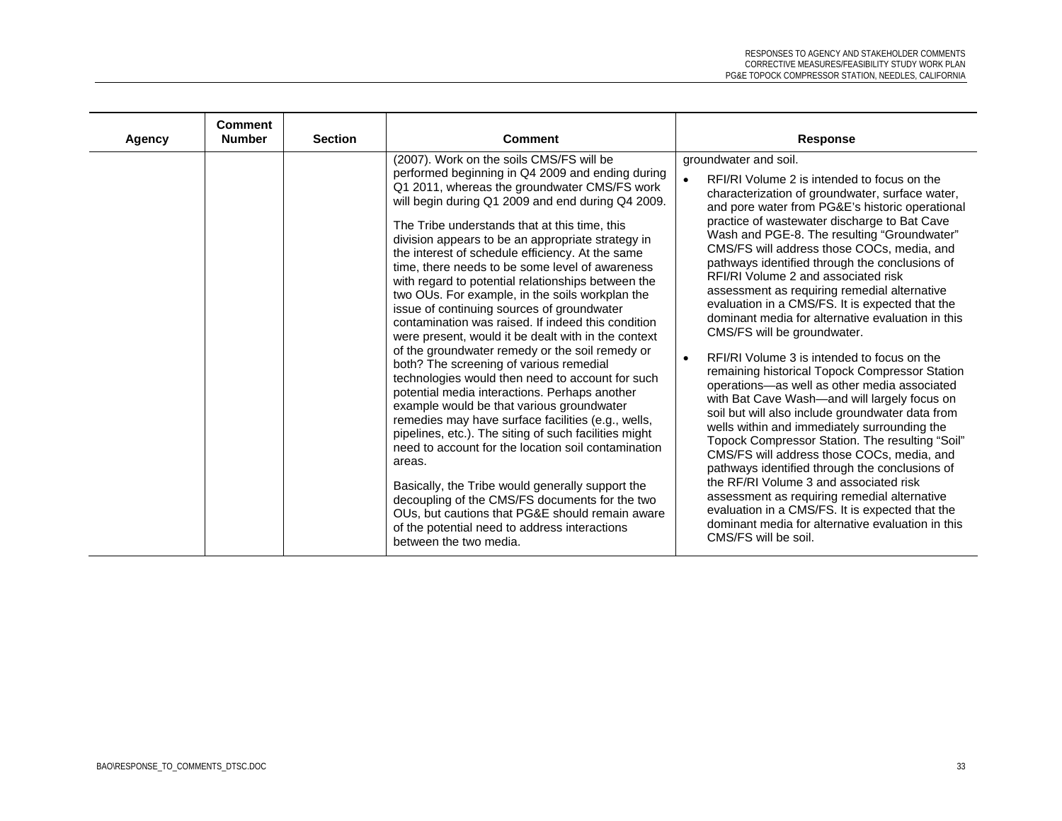| Agency | Comment Number | Section | Comment | Response |
|---|---|---|---|---|
| | | | (2007). Work on the soils CMS/FS will be performed beginning in Q4 2009 and ending during Q1 2011, whereas the groundwater CMS/FS work will begin during Q1 2009 and end during Q4 2009.<br><br>The Tribe understands that at this time, this division appears to be an appropriate strategy in the interest of schedule efficiency. At the same time, there needs to be some level of awareness with regard to potential relationships between the two OUs. For example, in the soils workplan the issue of continuing sources of groundwater contamination was raised. If indeed this condition were present, would it be dealt with in the context of the groundwater remedy or the soil remedy or both? The screening of various remedial technologies would then need to account for such potential media interactions. Perhaps another example would be that various groundwater remedies may have surface facilities (e.g., wells, pipelines, etc.). The siting of such facilities might need to account for the location soil contamination areas.<br><br>Basically, the Tribe would generally support the decoupling of the CMS/FS documents for the two OUs, but cautions that PG&E should remain aware of the potential need to address interactions between the two media. | groundwater and soil.<br><br>• RFI/RI Volume 2 is intended to focus on the characterization of groundwater, surface water, and pore water from PG&E's historic operational practice of wastewater discharge to Bat Cave Wash and PGE-8. The resulting "Groundwater" CMS/FS will address those COCs, media, and pathways identified through the conclusions of RFI/RI Volume 2 and associated risk assessment as requiring remedial alternative evaluation in a CMS/FS. It is expected that the dominant media for alternative evaluation in this CMS/FS will be groundwater.<br><br>• RFI/RI Volume 3 is intended to focus on the remaining historical Topock Compressor Station operations—as well as other media associated with Bat Cave Wash—and will largely focus on soil but will also include groundwater data from wells within and immediately surrounding the Topock Compressor Station. The resulting "Soil" CMS/FS will address those COCs, media, and pathways identified through the conclusions of the RF/RI Volume 3 and associated risk assessment as requiring remedial alternative evaluation in a CMS/FS. It is expected that the dominant media for alternative evaluation in this CMS/FS will be soil. |